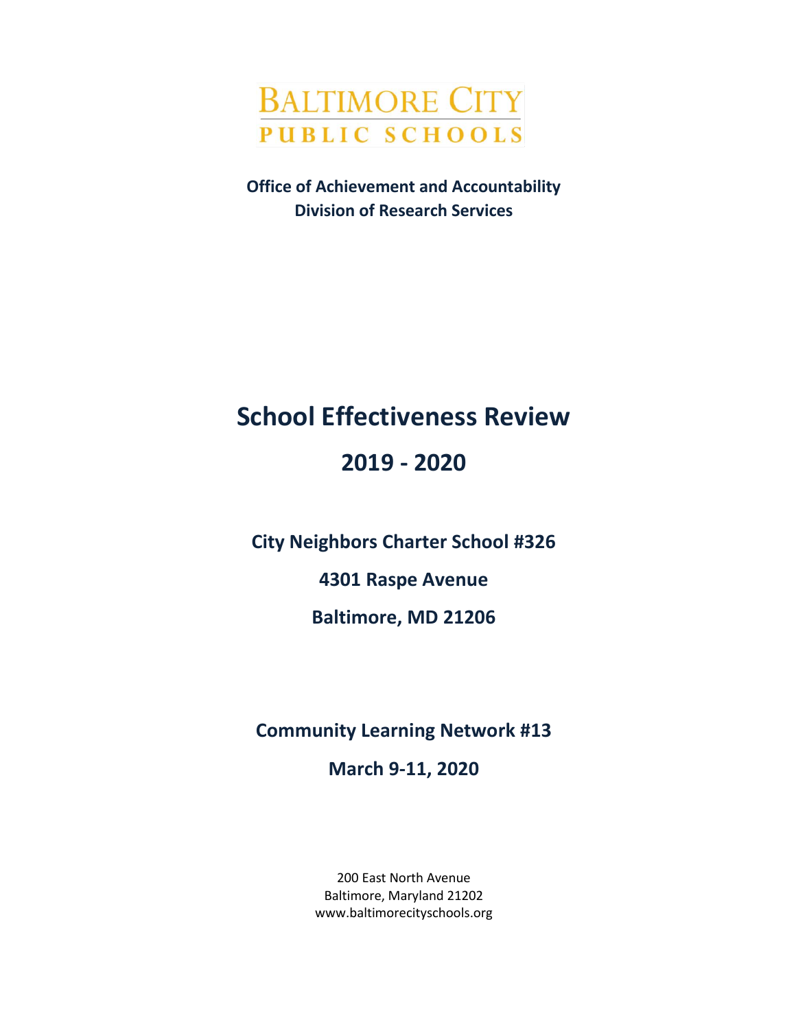BALTIMORE CITY
PUBLIC SCHOOLS

**Office of Achievement and Accountability**
**Division of Research Services**

# School Effectiveness Review

# 2019 - 2020

## City Neighbors Charter School #326

## 4301 Raspe Avenue

## Baltimore, MD 21206

## Community Learning Network #13

## March 9-11, 2020

200 East North Avenue
Baltimore, Maryland 21202
www.baltimorecityschools.org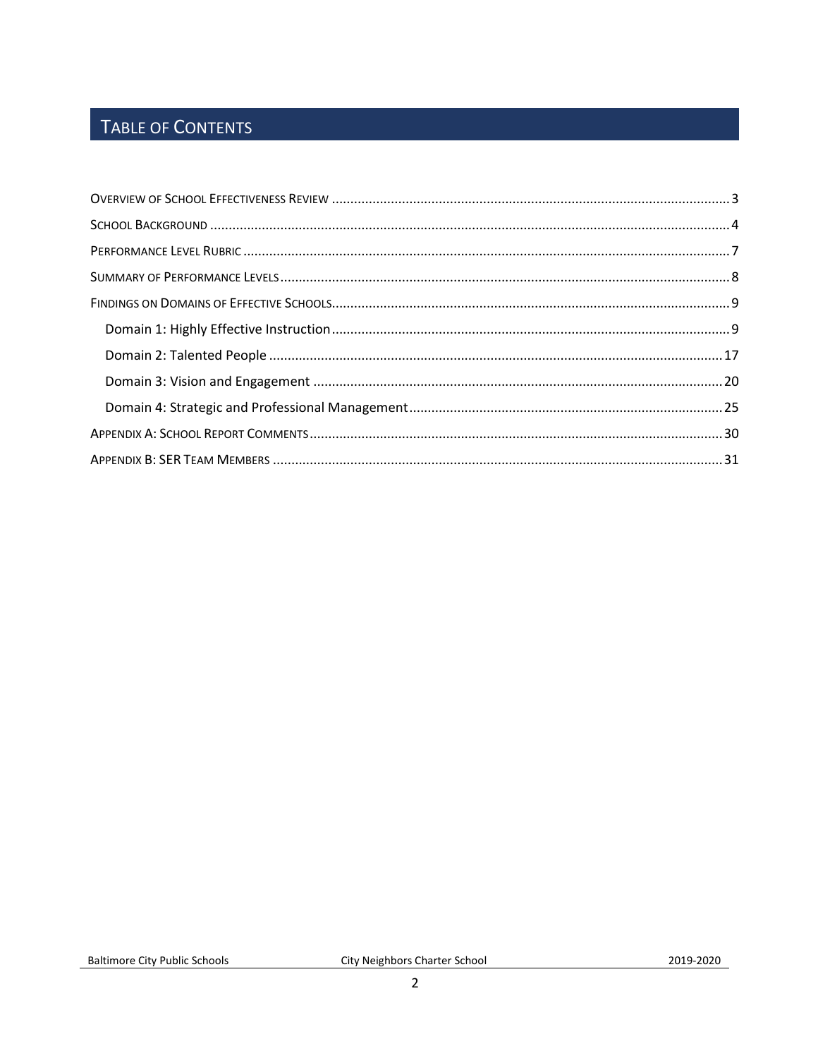# Table of Contents

- Overview of School Effectiveness Review ........ 3
- School Background ........ 4
- Performance Level Rubric ........ 7
- Summary of Performance Levels ........ 8
- Findings on Domains of Effective Schools ........ 9
  - Domain 1: Highly Effective Instruction ........ 9
  - Domain 2: Talented People ........ 17
  - Domain 3: Vision and Engagement ........ 20
  - Domain 4: Strategic and Professional Management ........ 25
- Appendix A: School Report Comments ........ 30
- Appendix B: SER Team Members ........ 31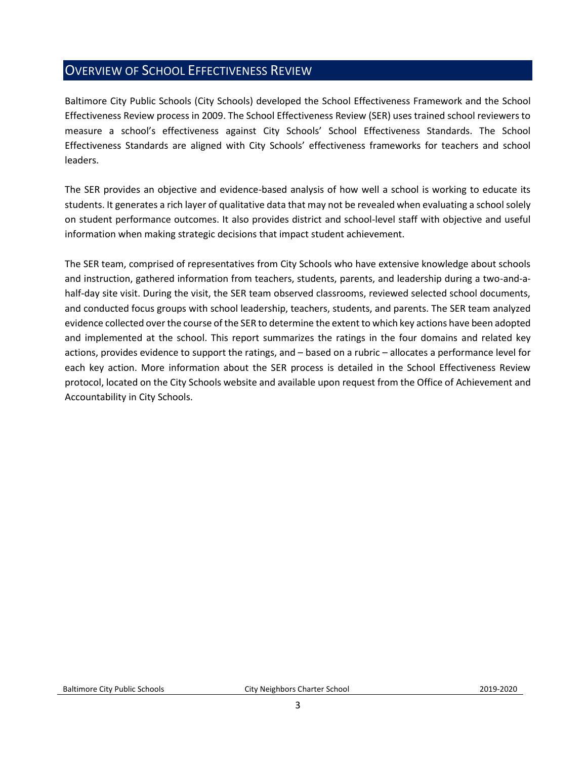## Overview of School Effectiveness Review

Baltimore City Public Schools (City Schools) developed the School Effectiveness Framework and the School Effectiveness Review process in 2009. The School Effectiveness Review (SER) uses trained school reviewers to measure a school's effectiveness against City Schools' School Effectiveness Standards. The School Effectiveness Standards are aligned with City Schools' effectiveness frameworks for teachers and school leaders.

The SER provides an objective and evidence-based analysis of how well a school is working to educate its students. It generates a rich layer of qualitative data that may not be revealed when evaluating a school solely on student performance outcomes. It also provides district and school-level staff with objective and useful information when making strategic decisions that impact student achievement.

The SER team, comprised of representatives from City Schools who have extensive knowledge about schools and instruction, gathered information from teachers, students, parents, and leadership during a two-and-a-half-day site visit. During the visit, the SER team observed classrooms, reviewed selected school documents, and conducted focus groups with school leadership, teachers, students, and parents. The SER team analyzed evidence collected over the course of the SER to determine the extent to which key actions have been adopted and implemented at the school. This report summarizes the ratings in the four domains and related key actions, provides evidence to support the ratings, and – based on a rubric – allocates a performance level for each key action. More information about the SER process is detailed in the School Effectiveness Review protocol, located on the City Schools website and available upon request from the Office of Achievement and Accountability in City Schools.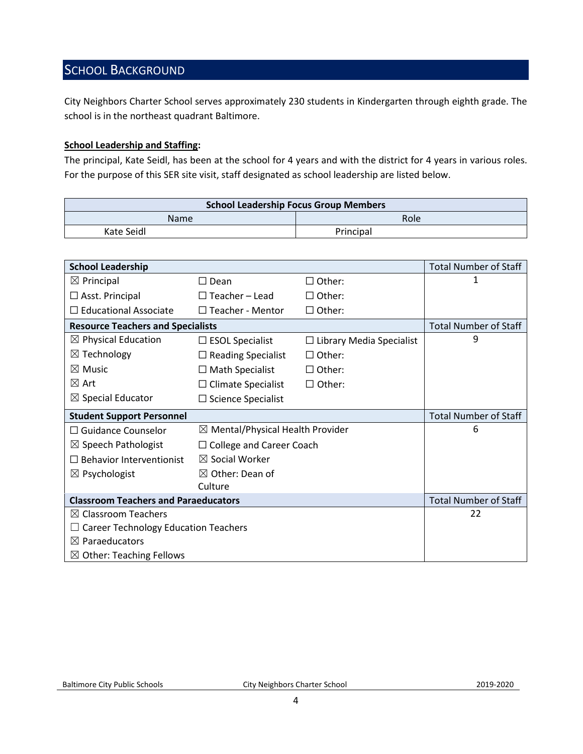## SCHOOL BACKGROUND

City Neighbors Charter School serves approximately 230 students in Kindergarten through eighth grade. The school is in the northeast quadrant Baltimore.

**School Leadership and Staffing:**

The principal, Kate Seidl, has been at the school for 4 years and with the district for 4 years in various roles. For the purpose of this SER site visit, staff designated as school leadership are listed below.

| School Leadership Focus Group Members | |
|---|---|
| Name | Role |
| Kate Seidl | Principal |

| School Leadership | | | Total Number of Staff |
|---|---|---|---|
| ☒ Principal | ☐ Dean | ☐ Other: | 1 |
| ☐ Asst. Principal | ☐ Teacher – Lead | ☐ Other: | |
| ☐ Educational Associate | ☐ Teacher - Mentor | ☐ Other: | |
| **Resource Teachers and Specialists** | | | **Total Number of Staff** |
| ☒ Physical Education | ☐ ESOL Specialist | ☐ Library Media Specialist | 9 |
| ☒ Technology | ☐ Reading Specialist | ☐ Other: | |
| ☒ Music | ☐ Math Specialist | ☐ Other: | |
| ☒ Art | ☐ Climate Specialist | ☐ Other: | |
| ☒ Special Educator | ☐ Science Specialist | | |
| **Student Support Personnel** | | | **Total Number of Staff** |
| ☐ Guidance Counselor | ☒ Mental/Physical Health Provider | | 6 |
| ☒ Speech Pathologist | ☐ College and Career Coach | | |
| ☐ Behavior Interventionist | ☒ Social Worker | | |
| ☒ Psychologist | ☒ Other: Dean of Culture | | |
| **Classroom Teachers and Paraeducators** | | | **Total Number of Staff** |
| ☒ Classroom Teachers | | | 22 |
| ☐ Career Technology Education Teachers | | | |
| ☒ Paraeducators | | | |
| ☒ Other: Teaching Fellows | | | |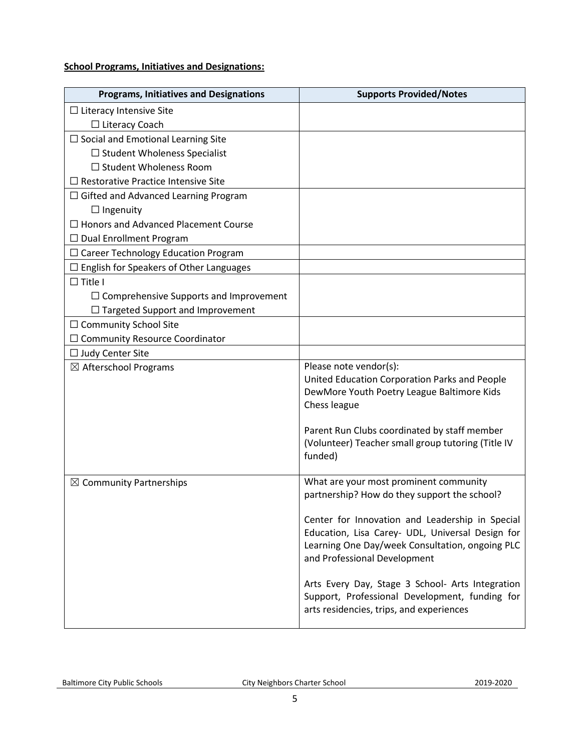**School Programs, Initiatives and Designations:**

| Programs, Initiatives and Designations | Supports Provided/Notes |
| --- | --- |
| ☐ Literacy Intensive Site<br>  ☐ Literacy Coach | |
| ☐ Social and Emotional Learning Site<br>  ☐ Student Wholeness Specialist<br>  ☐ Student Wholeness Room<br>☐ Restorative Practice Intensive Site | |
| ☐ Gifted and Advanced Learning Program<br>  ☐ Ingenuity<br>☐ Honors and Advanced Placement Course<br>☐ Dual Enrollment Program | |
| ☐ Career Technology Education Program | |
| ☐ English for Speakers of Other Languages | |
| ☐ Title I<br>  ☐ Comprehensive Supports and Improvement<br>  ☐ Targeted Support and Improvement | |
| ☐ Community School Site<br>☐ Community Resource Coordinator | |
| ☐ Judy Center Site | |
| ☒ Afterschool Programs | Please note vendor(s):<br>United Education Corporation Parks and People DewMore Youth Poetry League Baltimore Kids Chess league<br><br>Parent Run Clubs coordinated by staff member (Volunteer) Teacher small group tutoring (Title IV funded) |
| ☒ Community Partnerships | What are your most prominent community partnership? How do they support the school?<br><br>Center for Innovation and Leadership in Special Education, Lisa Carey- UDL, Universal Design for Learning One Day/week Consultation, ongoing PLC and Professional Development<br><br>Arts Every Day, Stage 3 School- Arts Integration Support, Professional Development, funding for arts residencies, trips, and experiences |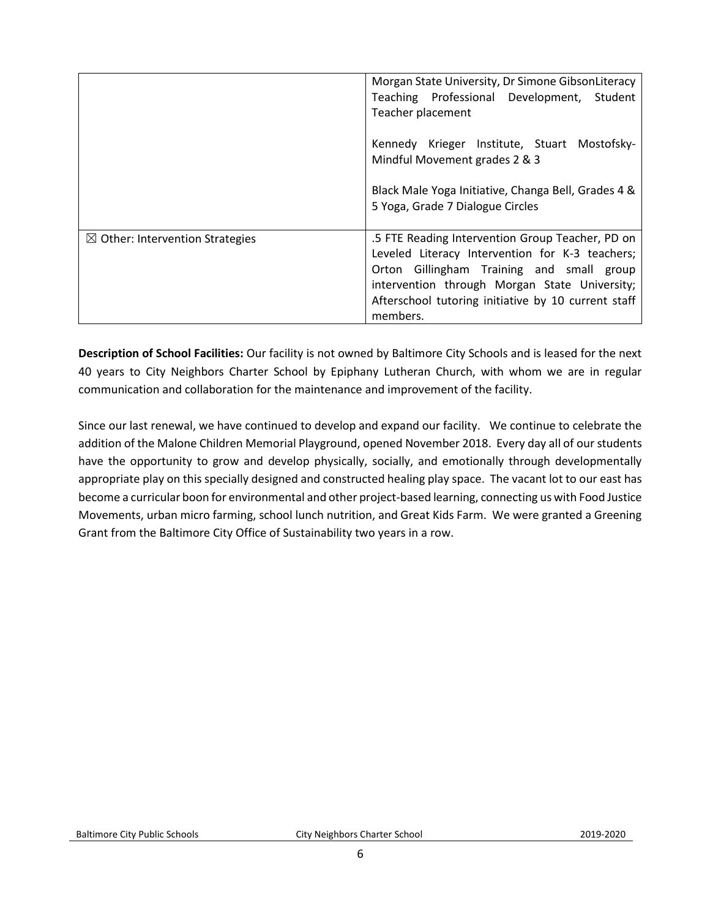| | |
|---|---|
| | Morgan State University, Dr Simone GibsonLiteracy Teaching Professional Development, Student Teacher placement<br><br>Kennedy Krieger Institute, Stuart Mostofsky- Mindful Movement grades 2 & 3<br><br>Black Male Yoga Initiative, Changa Bell, Grades 4 & 5 Yoga, Grade 7 Dialogue Circles |
| ☒ Other: Intervention Strategies | .5 FTE Reading Intervention Group Teacher, PD on Leveled Literacy Intervention for K-3 teachers; Orton Gillingham Training and small group intervention through Morgan State University; Afterschool tutoring initiative by 10 current staff members. |

**Description of School Facilities:** Our facility is not owned by Baltimore City Schools and is leased for the next 40 years to City Neighbors Charter School by Epiphany Lutheran Church, with whom we are in regular communication and collaboration for the maintenance and improvement of the facility.

Since our last renewal, we have continued to develop and expand our facility. We continue to celebrate the addition of the Malone Children Memorial Playground, opened November 2018. Every day all of our students have the opportunity to grow and develop physically, socially, and emotionally through developmentally appropriate play on this specially designed and constructed healing play space. The vacant lot to our east has become a curricular boon for environmental and other project-based learning, connecting us with Food Justice Movements, urban micro farming, school lunch nutrition, and Great Kids Farm. We were granted a Greening Grant from the Baltimore City Office of Sustainability two years in a row.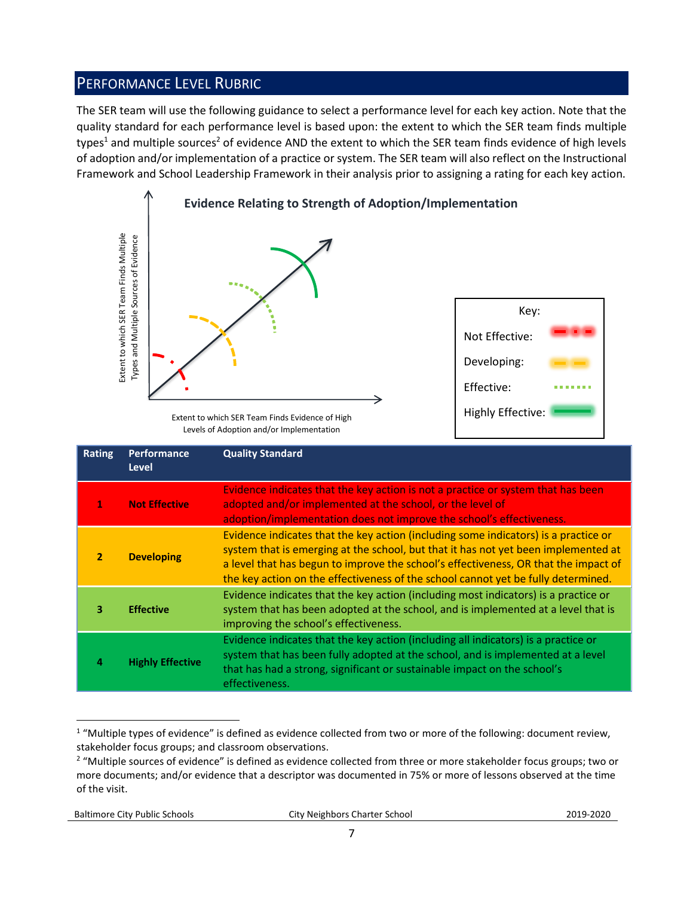## PERFORMANCE LEVEL RUBRIC

The SER team will use the following guidance to select a performance level for each key action. Note that the quality standard for each performance level is based upon: the extent to which the SER team finds multiple types[1] and multiple sources[2] of evidence AND the extent to which the SER team finds evidence of high levels of adoption and/or implementation of a practice or system. The SER team will also reflect on the Instructional Framework and School Leadership Framework in their analysis prior to assigning a rating for each key action.

**Evidence Relating to Strength of Adoption/Implementation**

Extent to which SER Team Finds Multiple Types and Multiple Sources of Evidence

Extent to which SER Team Finds Evidence of High Levels of Adoption and/or Implementation

Key:
- Not Effective
- Developing
- Effective
- Highly Effective

| Rating | Performance Level | Quality Standard |
|---|---|---|
| 1 | **Not Effective** | Evidence indicates that the key action is not a practice or system that has been adopted and/or implemented at the school, or the level of adoption/implementation does not improve the school's effectiveness. |
| 2 | **Developing** | Evidence indicates that the key action (including some indicators) is a practice or system that is emerging at the school, but that it has not yet been implemented at a level that has begun to improve the school's effectiveness, OR that the impact of the key action on the effectiveness of the school cannot yet be fully determined. |
| 3 | **Effective** | Evidence indicates that the key action (including most indicators) is a practice or system that has been adopted at the school, and is implemented at a level that is improving the school's effectiveness. |
| 4 | **Highly Effective** | Evidence indicates that the key action (including all indicators) is a practice or system that has been fully adopted at the school, and is implemented at a level that has had a strong, significant or sustainable impact on the school's effectiveness. |

[1] "Multiple types of evidence" is defined as evidence collected from two or more of the following: document review, stakeholder focus groups; and classroom observations.

[2] "Multiple sources of evidence" is defined as evidence collected from three or more stakeholder focus groups; two or more documents; and/or evidence that a descriptor was documented in 75% or more of lessons observed at the time of the visit.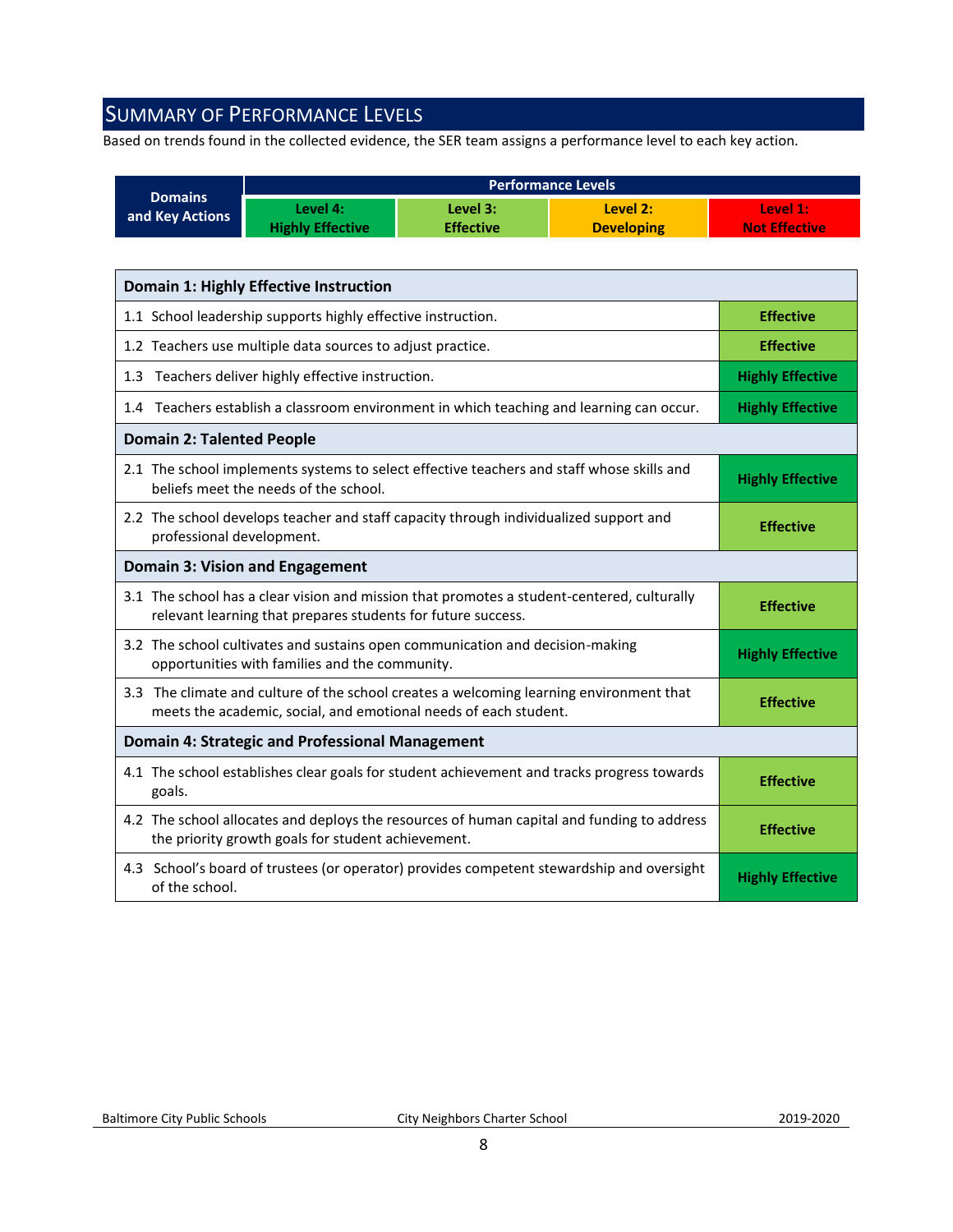## SUMMARY OF PERFORMANCE LEVELS

Based on trends found in the collected evidence, the SER team assigns a performance level to each key action.

| Domains and Key Actions | Performance Levels | | | |
|---|---|---|---|---|
| | Level 4: Highly Effective | Level 3: Effective | Level 2: Developing | Level 1: Not Effective |

| Domain 1: Highly Effective Instruction | |
|---|---|
| 1.1 School leadership supports highly effective instruction. | Effective |
| 1.2 Teachers use multiple data sources to adjust practice. | Effective |
| 1.3 Teachers deliver highly effective instruction. | Highly Effective |
| 1.4 Teachers establish a classroom environment in which teaching and learning can occur. | Highly Effective |
| **Domain 2: Talented People** | |
| 2.1 The school implements systems to select effective teachers and staff whose skills and beliefs meet the needs of the school. | Highly Effective |
| 2.2 The school develops teacher and staff capacity through individualized support and professional development. | Effective |
| **Domain 3: Vision and Engagement** | |
| 3.1 The school has a clear vision and mission that promotes a student-centered, culturally relevant learning that prepares students for future success. | Effective |
| 3.2 The school cultivates and sustains open communication and decision-making opportunities with families and the community. | Highly Effective |
| 3.3 The climate and culture of the school creates a welcoming learning environment that meets the academic, social, and emotional needs of each student. | Effective |
| **Domain 4: Strategic and Professional Management** | |
| 4.1 The school establishes clear goals for student achievement and tracks progress towards goals. | Effective |
| 4.2 The school allocates and deploys the resources of human capital and funding to address the priority growth goals for student achievement. | Effective |
| 4.3 School's board of trustees (or operator) provides competent stewardship and oversight of the school. | Highly Effective |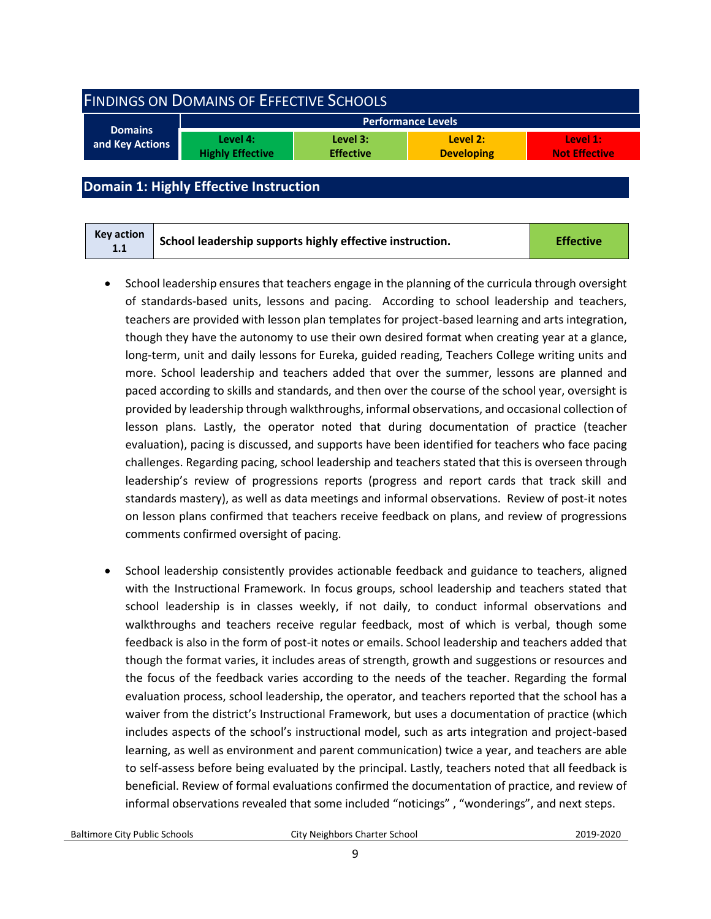# Findings on Domains of Effective Schools

| Domains and Key Actions | Performance Levels | | | |
|---|---|---|---|---|
| | Level 4: Highly Effective | Level 3: Effective | Level 2: Developing | Level 1: Not Effective |

## Domain 1: Highly Effective Instruction

| Key action 1.1 | School leadership supports highly effective instruction. | Effective |
|---|---|---|

- School leadership ensures that teachers engage in the planning of the curricula through oversight of standards-based units, lessons and pacing. According to school leadership and teachers, teachers are provided with lesson plan templates for project-based learning and arts integration, though they have the autonomy to use their own desired format when creating year at a glance, long-term, unit and daily lessons for Eureka, guided reading, Teachers College writing units and more. School leadership and teachers added that over the summer, lessons are planned and paced according to skills and standards, and then over the course of the school year, oversight is provided by leadership through walkthroughs, informal observations, and occasional collection of lesson plans. Lastly, the operator noted that during documentation of practice (teacher evaluation), pacing is discussed, and supports have been identified for teachers who face pacing challenges. Regarding pacing, school leadership and teachers stated that this is overseen through leadership's review of progressions reports (progress and report cards that track skill and standards mastery), as well as data meetings and informal observations. Review of post-it notes on lesson plans confirmed that teachers receive feedback on plans, and review of progressions comments confirmed oversight of pacing.

- School leadership consistently provides actionable feedback and guidance to teachers, aligned with the Instructional Framework. In focus groups, school leadership and teachers stated that school leadership is in classes weekly, if not daily, to conduct informal observations and walkthroughs and teachers receive regular feedback, most of which is verbal, though some feedback is also in the form of post-it notes or emails. School leadership and teachers added that though the format varies, it includes areas of strength, growth and suggestions or resources and the focus of the feedback varies according to the needs of the teacher. Regarding the formal evaluation process, school leadership, the operator, and teachers reported that the school has a waiver from the district's Instructional Framework, but uses a documentation of practice (which includes aspects of the school's instructional model, such as arts integration and project-based learning, as well as environment and parent communication) twice a year, and teachers are able to self-assess before being evaluated by the principal. Lastly, teachers noted that all feedback is beneficial. Review of formal evaluations confirmed the documentation of practice, and review of informal observations revealed that some included "noticings" , "wonderings", and next steps.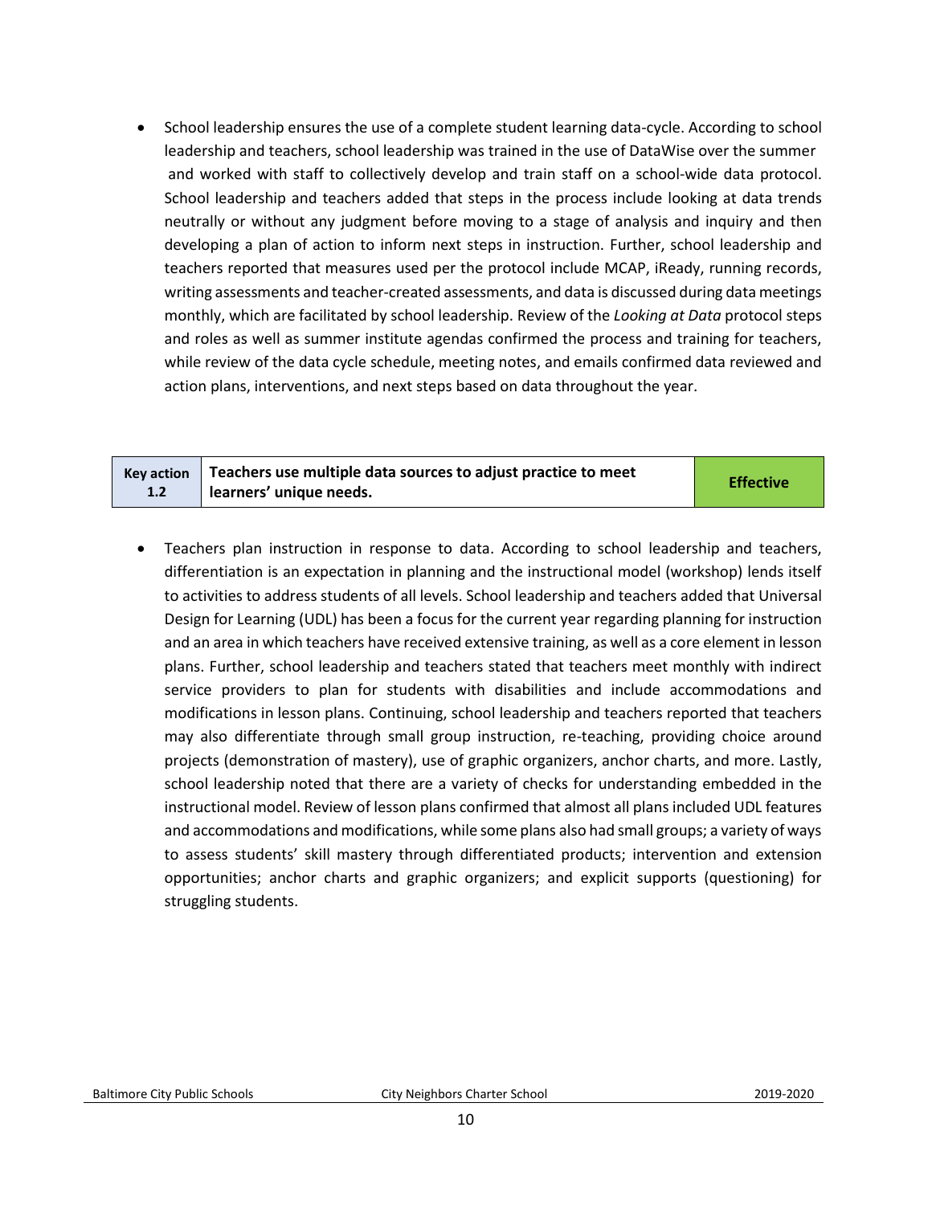- School leadership ensures the use of a complete student learning data-cycle. According to school leadership and teachers, school leadership was trained in the use of DataWise over the summer and worked with staff to collectively develop and train staff on a school-wide data protocol. School leadership and teachers added that steps in the process include looking at data trends neutrally or without any judgment before moving to a stage of analysis and inquiry and then developing a plan of action to inform next steps in instruction. Further, school leadership and teachers reported that measures used per the protocol include MCAP, iReady, running records, writing assessments and teacher-created assessments, and data is discussed during data meetings monthly, which are facilitated by school leadership. Review of the *Looking at Data* protocol steps and roles as well as summer institute agendas confirmed the process and training for teachers, while review of the data cycle schedule, meeting notes, and emails confirmed data reviewed and action plans, interventions, and next steps based on data throughout the year.

| Key action 1.2 | Teachers use multiple data sources to adjust practice to meet learners' unique needs. | Effective |
|---|---|---|

- Teachers plan instruction in response to data. According to school leadership and teachers, differentiation is an expectation in planning and the instructional model (workshop) lends itself to activities to address students of all levels. School leadership and teachers added that Universal Design for Learning (UDL) has been a focus for the current year regarding planning for instruction and an area in which teachers have received extensive training, as well as a core element in lesson plans. Further, school leadership and teachers stated that teachers meet monthly with indirect service providers to plan for students with disabilities and include accommodations and modifications in lesson plans. Continuing, school leadership and teachers reported that teachers may also differentiate through small group instruction, re-teaching, providing choice around projects (demonstration of mastery), use of graphic organizers, anchor charts, and more. Lastly, school leadership noted that there are a variety of checks for understanding embedded in the instructional model. Review of lesson plans confirmed that almost all plans included UDL features and accommodations and modifications, while some plans also had small groups; a variety of ways to assess students' skill mastery through differentiated products; intervention and extension opportunities; anchor charts and graphic organizers; and explicit supports (questioning) for struggling students.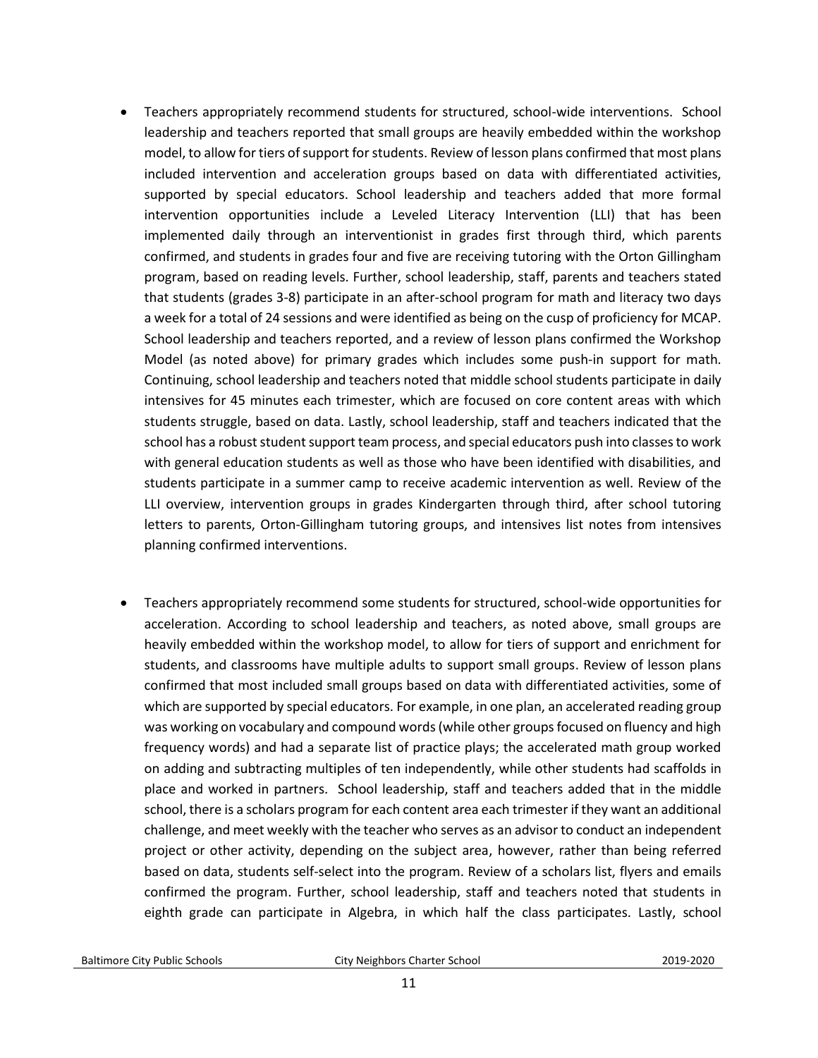- Teachers appropriately recommend students for structured, school-wide interventions. School leadership and teachers reported that small groups are heavily embedded within the workshop model, to allow for tiers of support for students. Review of lesson plans confirmed that most plans included intervention and acceleration groups based on data with differentiated activities, supported by special educators. School leadership and teachers added that more formal intervention opportunities include a Leveled Literacy Intervention (LLI) that has been implemented daily through an interventionist in grades first through third, which parents confirmed, and students in grades four and five are receiving tutoring with the Orton Gillingham program, based on reading levels. Further, school leadership, staff, parents and teachers stated that students (grades 3-8) participate in an after-school program for math and literacy two days a week for a total of 24 sessions and were identified as being on the cusp of proficiency for MCAP. School leadership and teachers reported, and a review of lesson plans confirmed the Workshop Model (as noted above) for primary grades which includes some push-in support for math. Continuing, school leadership and teachers noted that middle school students participate in daily intensives for 45 minutes each trimester, which are focused on core content areas with which students struggle, based on data. Lastly, school leadership, staff and teachers indicated that the school has a robust student support team process, and special educators push into classes to work with general education students as well as those who have been identified with disabilities, and students participate in a summer camp to receive academic intervention as well. Review of the LLI overview, intervention groups in grades Kindergarten through third, after school tutoring letters to parents, Orton-Gillingham tutoring groups, and intensives list notes from intensives planning confirmed interventions.

- Teachers appropriately recommend some students for structured, school-wide opportunities for acceleration. According to school leadership and teachers, as noted above, small groups are heavily embedded within the workshop model, to allow for tiers of support and enrichment for students, and classrooms have multiple adults to support small groups. Review of lesson plans confirmed that most included small groups based on data with differentiated activities, some of which are supported by special educators. For example, in one plan, an accelerated reading group was working on vocabulary and compound words (while other groups focused on fluency and high frequency words) and had a separate list of practice plays; the accelerated math group worked on adding and subtracting multiples of ten independently, while other students had scaffolds in place and worked in partners. School leadership, staff and teachers added that in the middle school, there is a scholars program for each content area each trimester if they want an additional challenge, and meet weekly with the teacher who serves as an advisor to conduct an independent project or other activity, depending on the subject area, however, rather than being referred based on data, students self-select into the program. Review of a scholars list, flyers and emails confirmed the program. Further, school leadership, staff and teachers noted that students in eighth grade can participate in Algebra, in which half the class participates. Lastly, school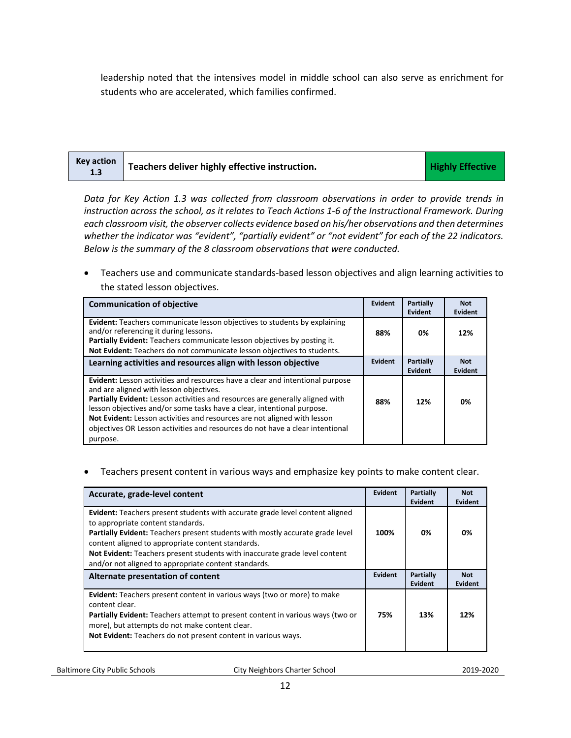leadership noted that the intensives model in middle school can also serve as enrichment for students who are accelerated, which families confirmed.

| Key action 1.3 | Teachers deliver highly effective instruction. | Highly Effective |
|---|---|---|

*Data for Key Action 1.3 was collected from classroom observations in order to provide trends in instruction across the school, as it relates to Teach Actions 1-6 of the Instructional Framework. During each classroom visit, the observer collects evidence based on his/her observations and then determines whether the indicator was "evident", "partially evident" or "not evident" for each of the 22 indicators. Below is the summary of the 8 classroom observations that were conducted.*

- Teachers use and communicate standards-based lesson objectives and align learning activities to the stated lesson objectives.

| Communication of objective | Evident | Partially Evident | Not Evident |
|---|---|---|---|
| **Evident:** Teachers communicate lesson objectives to students by explaining and/or referencing it during lessons.<br>**Partially Evident:** Teachers communicate lesson objectives by posting it.<br>**Not Evident:** Teachers do not communicate lesson objectives to students. | 88% | 0% | 12% |
| **Learning activities and resources align with lesson objective** | **Evident** | **Partially Evident** | **Not Evident** |
| **Evident:** Lesson activities and resources have a clear and intentional purpose and are aligned with lesson objectives.<br>**Partially Evident:** Lesson activities and resources are generally aligned with lesson objectives and/or some tasks have a clear, intentional purpose.<br>**Not Evident:** Lesson activities and resources are not aligned with lesson objectives OR Lesson activities and resources do not have a clear intentional purpose. | 88% | 12% | 0% |

- Teachers present content in various ways and emphasize key points to make content clear.

| Accurate, grade-level content | Evident | Partially Evident | Not Evident |
|---|---|---|---|
| **Evident:** Teachers present students with accurate grade level content aligned to appropriate content standards.<br>**Partially Evident:** Teachers present students with mostly accurate grade level content aligned to appropriate content standards.<br>**Not Evident:** Teachers present students with inaccurate grade level content and/or not aligned to appropriate content standards. | 100% | 0% | 0% |
| **Alternate presentation of content** | **Evident** | **Partially Evident** | **Not Evident** |
| **Evident:** Teachers present content in various ways (two or more) to make content clear.<br>**Partially Evident:** Teachers attempt to present content in various ways (two or more), but attempts do not make content clear.<br>**Not Evident:** Teachers do not present content in various ways. | 75% | 13% | 12% |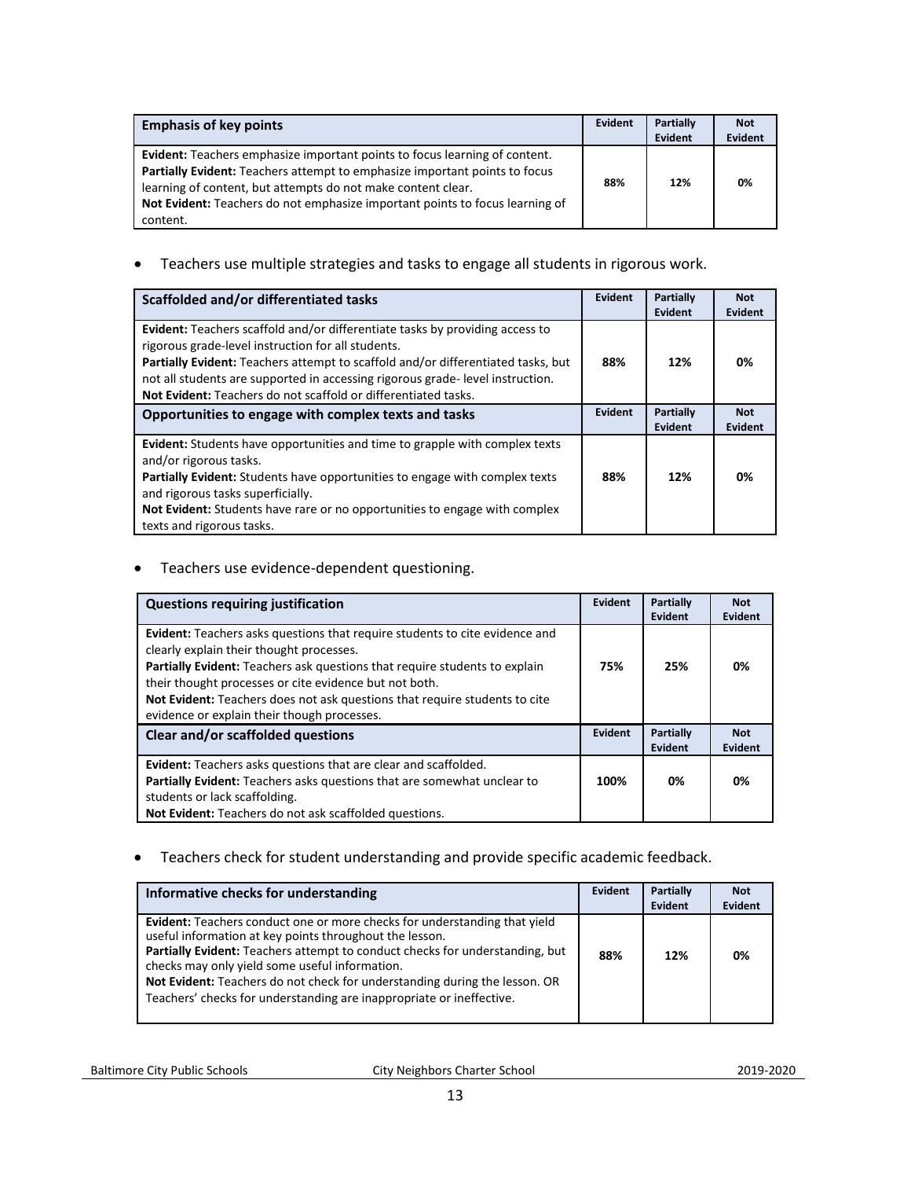| Emphasis of key points | Evident | Partially Evident | Not Evident |
|---|---|---|---|
| **Evident:** Teachers emphasize important points to focus learning of content.<br>**Partially Evident:** Teachers attempt to emphasize important points to focus learning of content, but attempts do not make content clear.<br>**Not Evident:** Teachers do not emphasize important points to focus learning of content. | 88% | 12% | 0% |

- Teachers use multiple strategies and tasks to engage all students in rigorous work.

| Scaffolded and/or differentiated tasks | Evident | Partially Evident | Not Evident |
|---|---|---|---|
| **Evident:** Teachers scaffold and/or differentiate tasks by providing access to rigorous grade-level instruction for all students.<br>**Partially Evident:** Teachers attempt to scaffold and/or differentiated tasks, but not all students are supported in accessing rigorous grade- level instruction.<br>**Not Evident:** Teachers do not scaffold or differentiated tasks. | 88% | 12% | 0% |
| **Opportunities to engage with complex texts and tasks** | **Evident** | **Partially Evident** | **Not Evident** |
| **Evident:** Students have opportunities and time to grapple with complex texts and/or rigorous tasks.<br>**Partially Evident:** Students have opportunities to engage with complex texts and rigorous tasks superficially.<br>**Not Evident:** Students have rare or no opportunities to engage with complex texts and rigorous tasks. | 88% | 12% | 0% |

- Teachers use evidence-dependent questioning.

| Questions requiring justification | Evident | Partially Evident | Not Evident |
|---|---|---|---|
| **Evident:** Teachers asks questions that require students to cite evidence and clearly explain their thought processes.<br>**Partially Evident:** Teachers ask questions that require students to explain their thought processes or cite evidence but not both.<br>**Not Evident:** Teachers does not ask questions that require students to cite evidence or explain their though processes. | 75% | 25% | 0% |
| **Clear and/or scaffolded questions** | **Evident** | **Partially Evident** | **Not Evident** |
| **Evident:** Teachers asks questions that are clear and scaffolded.<br>**Partially Evident:** Teachers asks questions that are somewhat unclear to students or lack scaffolding.<br>**Not Evident:** Teachers do not ask scaffolded questions. | 100% | 0% | 0% |

- Teachers check for student understanding and provide specific academic feedback.

| Informative checks for understanding | Evident | Partially Evident | Not Evident |
|---|---|---|---|
| **Evident:** Teachers conduct one or more checks for understanding that yield useful information at key points throughout the lesson.<br>**Partially Evident:** Teachers attempt to conduct checks for understanding, but checks may only yield some useful information.<br>**Not Evident:** Teachers do not check for understanding during the lesson. OR Teachers' checks for understanding are inappropriate or ineffective. | 88% | 12% | 0% |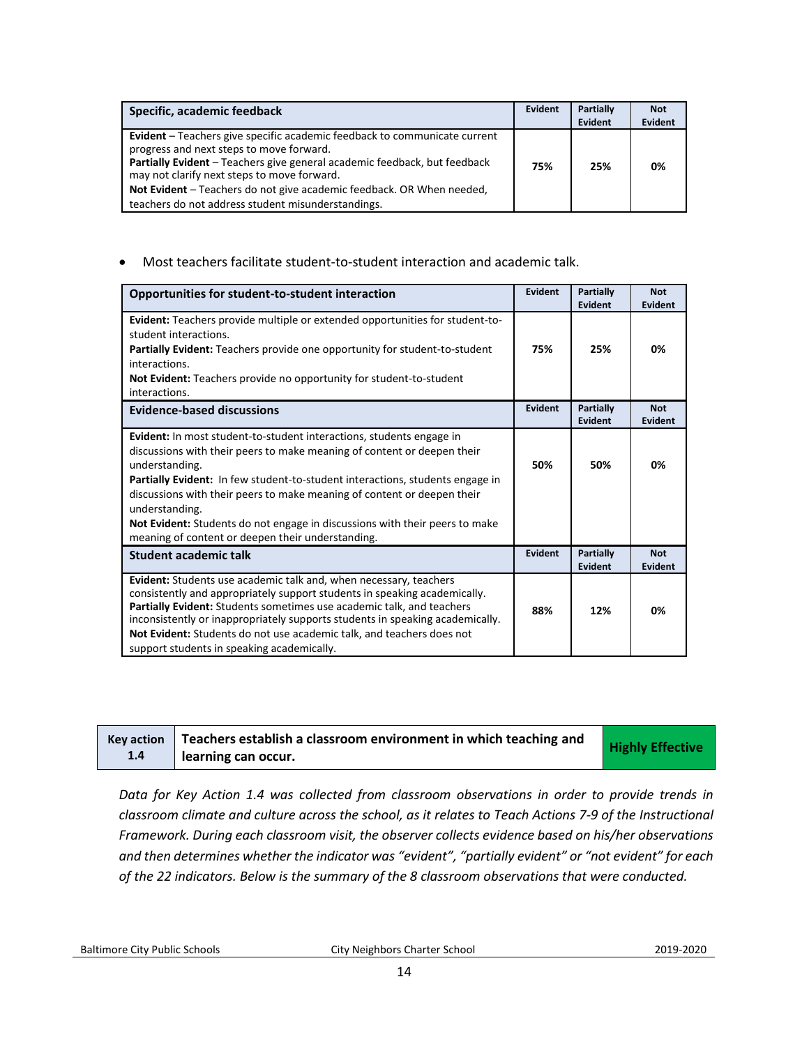| Specific, academic feedback | Evident | Partially Evident | Not Evident |
|---|---|---|---|
| **Evident** – Teachers give specific academic feedback to communicate current progress and next steps to move forward.<br>**Partially Evident** – Teachers give general academic feedback, but feedback may not clarify next steps to move forward.<br>**Not Evident** – Teachers do not give academic feedback. OR When needed, teachers do not address student misunderstandings. | **75%** | **25%** | **0%** |

- Most teachers facilitate student-to-student interaction and academic talk.

| Opportunities for student-to-student interaction | Evident | Partially Evident | Not Evident |
|---|---|---|---|
| **Evident:** Teachers provide multiple or extended opportunities for student-to-student interactions.<br>**Partially Evident:** Teachers provide one opportunity for student-to-student interactions.<br>**Not Evident:** Teachers provide no opportunity for student-to-student interactions. | **75%** | **25%** | **0%** |
| **Evidence-based discussions** | **Evident** | **Partially Evident** | **Not Evident** |
| **Evident:** In most student-to-student interactions, students engage in discussions with their peers to make meaning of content or deepen their understanding.<br>**Partially Evident:** In few student-to-student interactions, students engage in discussions with their peers to make meaning of content or deepen their understanding.<br>**Not Evident:** Students do not engage in discussions with their peers to make meaning of content or deepen their understanding. | **50%** | **50%** | **0%** |
| **Student academic talk** | **Evident** | **Partially Evident** | **Not Evident** |
| **Evident:** Students use academic talk and, when necessary, teachers consistently and appropriately support students in speaking academically.<br>**Partially Evident:** Students sometimes use academic talk, and teachers inconsistently or inappropriately supports students in speaking academically.<br>**Not Evident:** Students do not use academic talk, and teachers does not support students in speaking academically. | **88%** | **12%** | **0%** |

| Key action 1.4 | Teachers establish a classroom environment in which teaching and learning can occur. | Highly Effective |
|---|---|---|

*Data for Key Action 1.4 was collected from classroom observations in order to provide trends in classroom climate and culture across the school, as it relates to Teach Actions 7-9 of the Instructional Framework. During each classroom visit, the observer collects evidence based on his/her observations and then determines whether the indicator was "evident", "partially evident" or "not evident" for each of the 22 indicators. Below is the summary of the 8 classroom observations that were conducted.*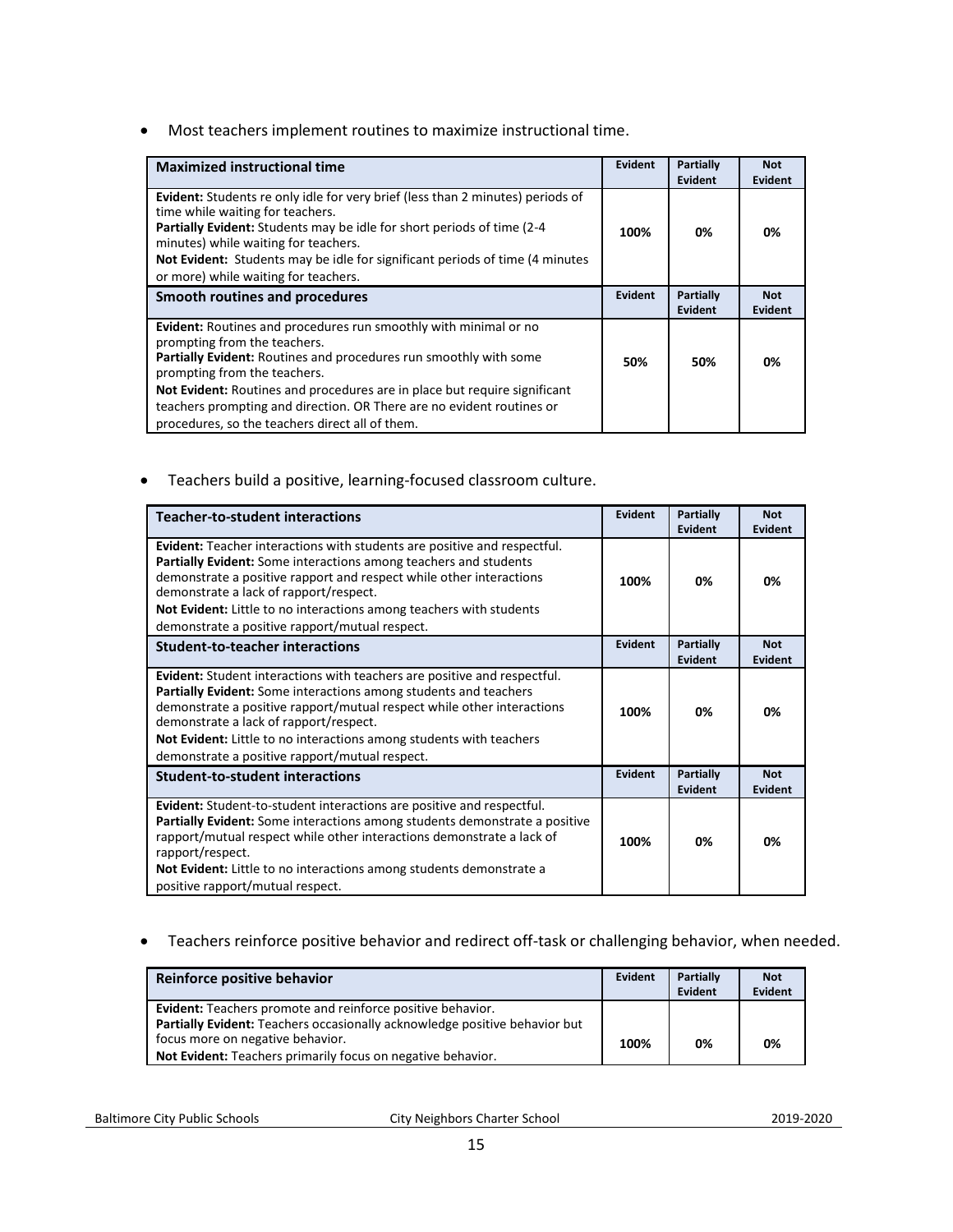- Most teachers implement routines to maximize instructional time.

| Maximized instructional time | Evident | Partially Evident | Not Evident |
|---|---|---|---|
| **Evident:** Students re only idle for very brief (less than 2 minutes) periods of time while waiting for teachers. **Partially Evident:** Students may be idle for short periods of time (2-4 minutes) while waiting for teachers. **Not Evident:** Students may be idle for significant periods of time (4 minutes or more) while waiting for teachers. | **100%** | **0%** | **0%** |
| **Smooth routines and procedures** | **Evident** | **Partially Evident** | **Not Evident** |
| **Evident:** Routines and procedures run smoothly with minimal or no prompting from the teachers. **Partially Evident:** Routines and procedures run smoothly with some prompting from the teachers. **Not Evident:** Routines and procedures are in place but require significant teachers prompting and direction. OR There are no evident routines or procedures, so the teachers direct all of them. | **50%** | **50%** | **0%** |

- Teachers build a positive, learning-focused classroom culture.

| Teacher-to-student interactions | Evident | Partially Evident | Not Evident |
|---|---|---|---|
| **Evident:** Teacher interactions with students are positive and respectful. **Partially Evident:** Some interactions among teachers and students demonstrate a positive rapport and respect while other interactions demonstrate a lack of rapport/respect. **Not Evident:** Little to no interactions among teachers with students demonstrate a positive rapport/mutual respect. | **100%** | **0%** | **0%** |
| **Student-to-teacher interactions** | **Evident** | **Partially Evident** | **Not Evident** |
| **Evident:** Student interactions with teachers are positive and respectful. **Partially Evident:** Some interactions among students and teachers demonstrate a positive rapport/mutual respect while other interactions demonstrate a lack of rapport/respect. **Not Evident:** Little to no interactions among students with teachers demonstrate a positive rapport/mutual respect. | **100%** | **0%** | **0%** |
| **Student-to-student interactions** | **Evident** | **Partially Evident** | **Not Evident** |
| **Evident:** Student-to-student interactions are positive and respectful. **Partially Evident:** Some interactions among students demonstrate a positive rapport/mutual respect while other interactions demonstrate a lack of rapport/respect. **Not Evident:** Little to no interactions among students demonstrate a positive rapport/mutual respect. | **100%** | **0%** | **0%** |

- Teachers reinforce positive behavior and redirect off-task or challenging behavior, when needed.

| Reinforce positive behavior | Evident | Partially Evident | Not Evident |
|---|---|---|---|
| **Evident:** Teachers promote and reinforce positive behavior. **Partially Evident:** Teachers occasionally acknowledge positive behavior but focus more on negative behavior. **Not Evident:** Teachers primarily focus on negative behavior. | **100%** | **0%** | **0%** |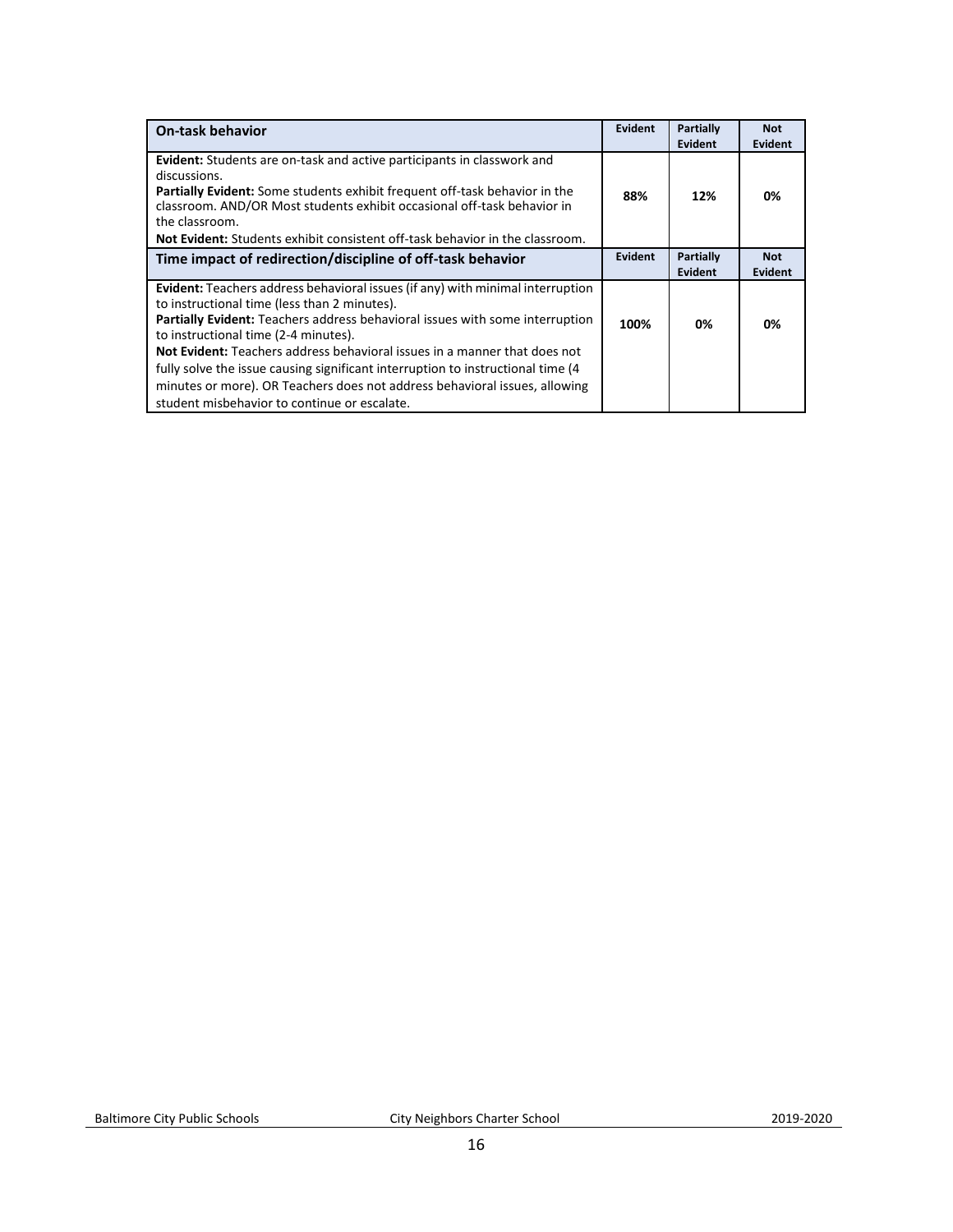| On-task behavior | Evident | Partially Evident | Not Evident |
|---|---|---|---|
| **Evident:** Students are on-task and active participants in classwork and discussions.<br>**Partially Evident:** Some students exhibit frequent off-task behavior in the classroom. AND/OR Most students exhibit occasional off-task behavior in the classroom.<br>**Not Evident:** Students exhibit consistent off-task behavior in the classroom. | 88% | 12% | 0% |
| **Time impact of redirection/discipline of off-task behavior** | **Evident** | **Partially Evident** | **Not Evident** |
| **Evident:** Teachers address behavioral issues (if any) with minimal interruption to instructional time (less than 2 minutes).<br>**Partially Evident:** Teachers address behavioral issues with some interruption to instructional time (2-4 minutes).<br>**Not Evident:** Teachers address behavioral issues in a manner that does not fully solve the issue causing significant interruption to instructional time (4 minutes or more). OR Teachers does not address behavioral issues, allowing student misbehavior to continue or escalate. | 100% | 0% | 0% |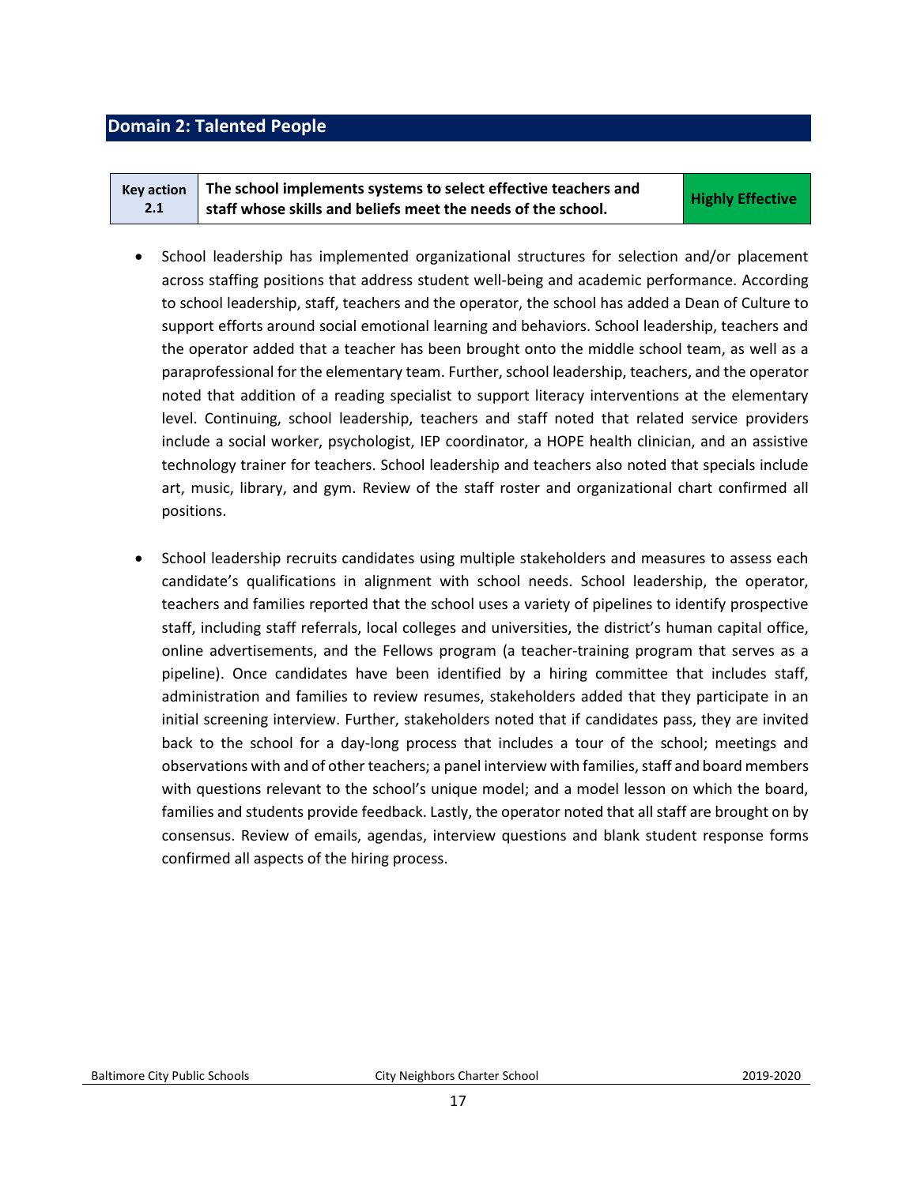## Domain 2: Talented People

| Key action 2.1 | The school implements systems to select effective teachers and staff whose skills and beliefs meet the needs of the school. | Highly Effective |
|---|---|---|

- School leadership has implemented organizational structures for selection and/or placement across staffing positions that address student well-being and academic performance. According to school leadership, staff, teachers and the operator, the school has added a Dean of Culture to support efforts around social emotional learning and behaviors. School leadership, teachers and the operator added that a teacher has been brought onto the middle school team, as well as a paraprofessional for the elementary team. Further, school leadership, teachers, and the operator noted that addition of a reading specialist to support literacy interventions at the elementary level. Continuing, school leadership, teachers and staff noted that related service providers include a social worker, psychologist, IEP coordinator, a HOPE health clinician, and an assistive technology trainer for teachers. School leadership and teachers also noted that specials include art, music, library, and gym. Review of the staff roster and organizational chart confirmed all positions.

- School leadership recruits candidates using multiple stakeholders and measures to assess each candidate's qualifications in alignment with school needs. School leadership, the operator, teachers and families reported that the school uses a variety of pipelines to identify prospective staff, including staff referrals, local colleges and universities, the district's human capital office, online advertisements, and the Fellows program (a teacher-training program that serves as a pipeline). Once candidates have been identified by a hiring committee that includes staff, administration and families to review resumes, stakeholders added that they participate in an initial screening interview. Further, stakeholders noted that if candidates pass, they are invited back to the school for a day-long process that includes a tour of the school; meetings and observations with and of other teachers; a panel interview with families, staff and board members with questions relevant to the school's unique model; and a model lesson on which the board, families and students provide feedback. Lastly, the operator noted that all staff are brought on by consensus. Review of emails, agendas, interview questions and blank student response forms confirmed all aspects of the hiring process.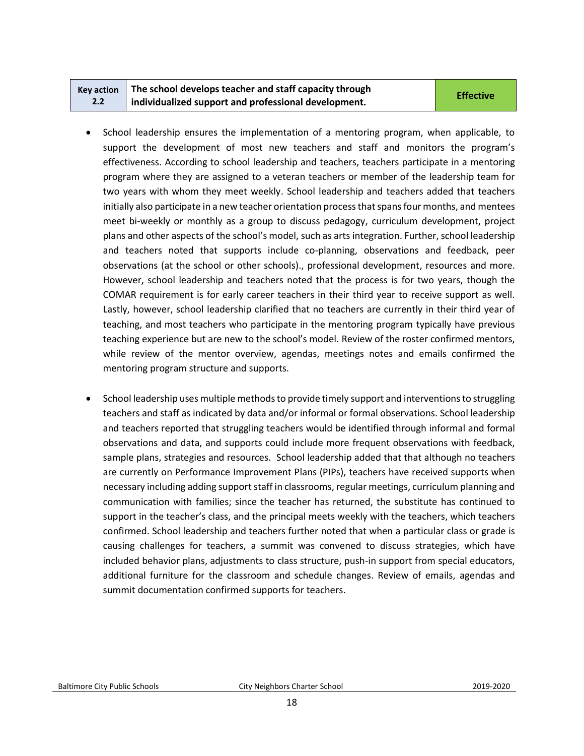| Key action 2.2 | The school develops teacher and staff capacity through individualized support and professional development. | Effective |
|---|---|---|

- School leadership ensures the implementation of a mentoring program, when applicable, to support the development of most new teachers and staff and monitors the program's effectiveness. According to school leadership and teachers, teachers participate in a mentoring program where they are assigned to a veteran teachers or member of the leadership team for two years with whom they meet weekly. School leadership and teachers added that teachers initially also participate in a new teacher orientation process that spans four months, and mentees meet bi-weekly or monthly as a group to discuss pedagogy, curriculum development, project plans and other aspects of the school's model, such as arts integration. Further, school leadership and teachers noted that supports include co-planning, observations and feedback, peer observations (at the school or other schools)., professional development, resources and more. However, school leadership and teachers noted that the process is for two years, though the COMAR requirement is for early career teachers in their third year to receive support as well. Lastly, however, school leadership clarified that no teachers are currently in their third year of teaching, and most teachers who participate in the mentoring program typically have previous teaching experience but are new to the school's model. Review of the roster confirmed mentors, while review of the mentor overview, agendas, meetings notes and emails confirmed the mentoring program structure and supports.

- School leadership uses multiple methods to provide timely support and interventions to struggling teachers and staff as indicated by data and/or informal or formal observations. School leadership and teachers reported that struggling teachers would be identified through informal and formal observations and data, and supports could include more frequent observations with feedback, sample plans, strategies and resources. School leadership added that that although no teachers are currently on Performance Improvement Plans (PIPs), teachers have received supports when necessary including adding support staff in classrooms, regular meetings, curriculum planning and communication with families; since the teacher has returned, the substitute has continued to support in the teacher's class, and the principal meets weekly with the teachers, which teachers confirmed. School leadership and teachers further noted that when a particular class or grade is causing challenges for teachers, a summit was convened to discuss strategies, which have included behavior plans, adjustments to class structure, push-in support from special educators, additional furniture for the classroom and schedule changes. Review of emails, agendas and summit documentation confirmed supports for teachers.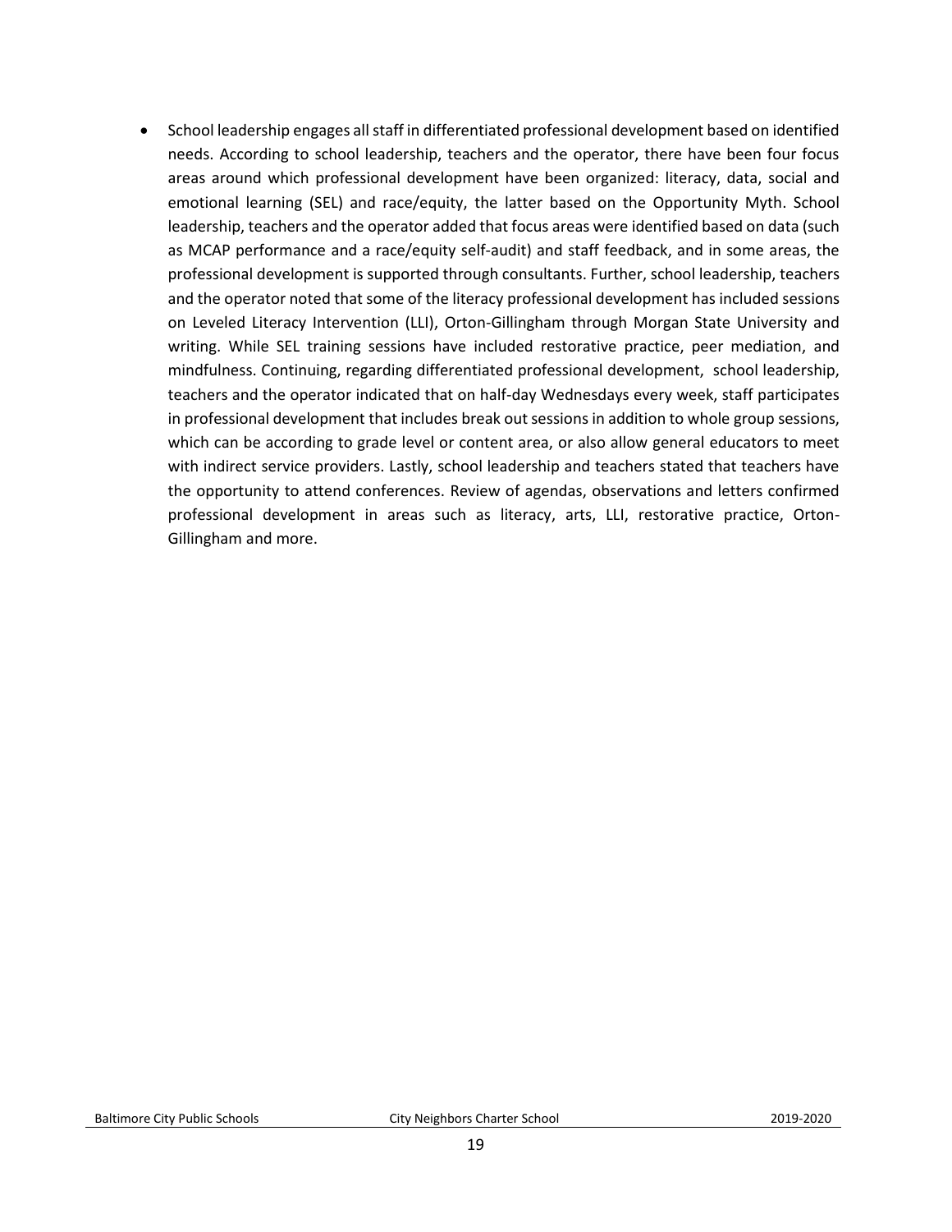- School leadership engages all staff in differentiated professional development based on identified needs. According to school leadership, teachers and the operator, there have been four focus areas around which professional development have been organized: literacy, data, social and emotional learning (SEL) and race/equity, the latter based on the Opportunity Myth. School leadership, teachers and the operator added that focus areas were identified based on data (such as MCAP performance and a race/equity self-audit) and staff feedback, and in some areas, the professional development is supported through consultants. Further, school leadership, teachers and the operator noted that some of the literacy professional development has included sessions on Leveled Literacy Intervention (LLI), Orton-Gillingham through Morgan State University and writing. While SEL training sessions have included restorative practice, peer mediation, and mindfulness. Continuing, regarding differentiated professional development, school leadership, teachers and the operator indicated that on half-day Wednesdays every week, staff participates in professional development that includes break out sessions in addition to whole group sessions, which can be according to grade level or content area, or also allow general educators to meet with indirect service providers. Lastly, school leadership and teachers stated that teachers have the opportunity to attend conferences. Review of agendas, observations and letters confirmed professional development in areas such as literacy, arts, LLI, restorative practice, Orton-Gillingham and more.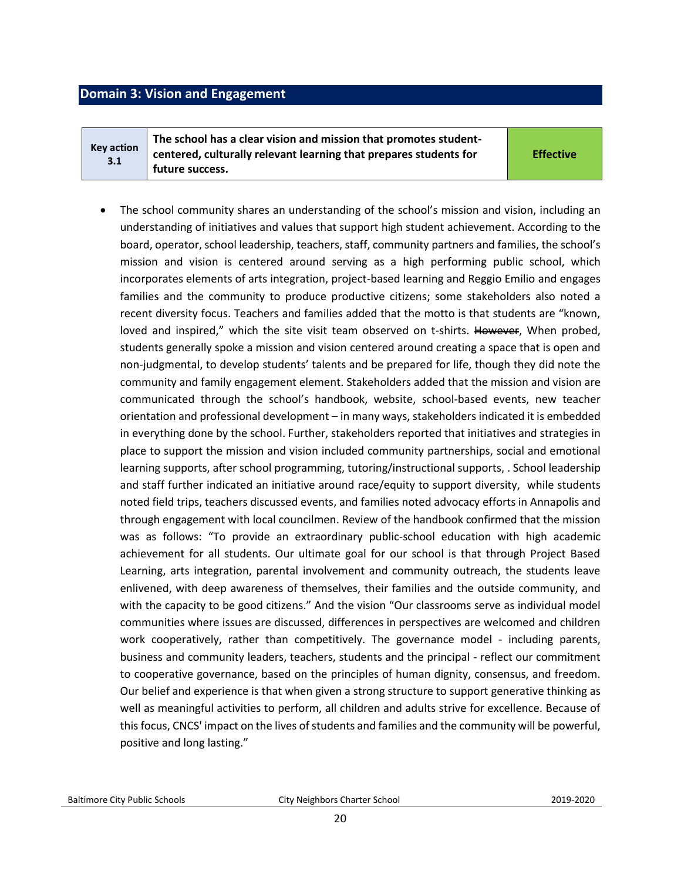## Domain 3: Vision and Engagement

| Key action 3.1 | The school has a clear vision and mission that promotes student-centered, culturally relevant learning that prepares students for future success. | Effective |
|---|---|---|

- The school community shares an understanding of the school's mission and vision, including an understanding of initiatives and values that support high student achievement. According to the board, operator, school leadership, teachers, staff, community partners and families, the school's mission and vision is centered around serving as a high performing public school, which incorporates elements of arts integration, project-based learning and Reggio Emilio and engages families and the community to produce productive citizens; some stakeholders also noted a recent diversity focus. Teachers and families added that the motto is that students are "known, loved and inspired," which the site visit team observed on t-shirts. ~~However~~, When probed, students generally spoke a mission and vision centered around creating a space that is open and non-judgmental, to develop students' talents and be prepared for life, though they did note the community and family engagement element. Stakeholders added that the mission and vision are communicated through the school's handbook, website, school-based events, new teacher orientation and professional development – in many ways, stakeholders indicated it is embedded in everything done by the school. Further, stakeholders reported that initiatives and strategies in place to support the mission and vision included community partnerships, social and emotional learning supports, after school programming, tutoring/instructional supports, . School leadership and staff further indicated an initiative around race/equity to support diversity, while students noted field trips, teachers discussed events, and families noted advocacy efforts in Annapolis and through engagement with local councilmen. Review of the handbook confirmed that the mission was as follows: "To provide an extraordinary public-school education with high academic achievement for all students. Our ultimate goal for our school is that through Project Based Learning, arts integration, parental involvement and community outreach, the students leave enlivened, with deep awareness of themselves, their families and the outside community, and with the capacity to be good citizens." And the vision "Our classrooms serve as individual model communities where issues are discussed, differences in perspectives are welcomed and children work cooperatively, rather than competitively. The governance model - including parents, business and community leaders, teachers, students and the principal - reflect our commitment to cooperative governance, based on the principles of human dignity, consensus, and freedom. Our belief and experience is that when given a strong structure to support generative thinking as well as meaningful activities to perform, all children and adults strive for excellence. Because of this focus, CNCS' impact on the lives of students and families and the community will be powerful, positive and long lasting."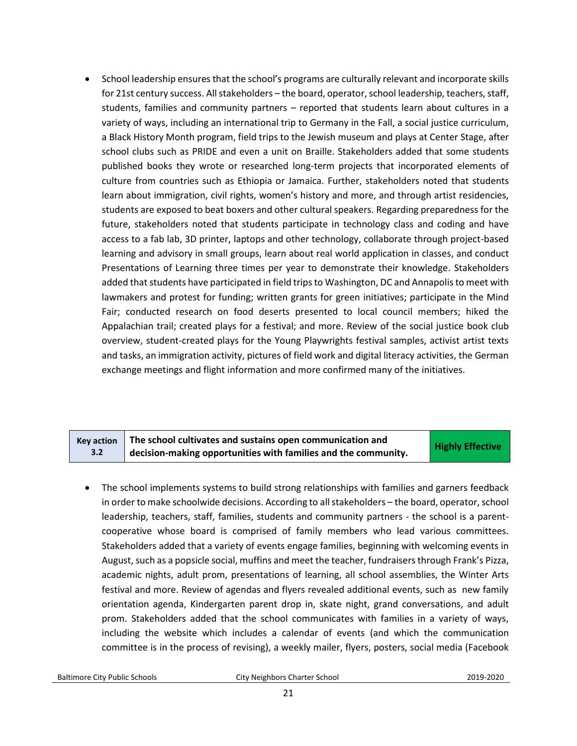- School leadership ensures that the school's programs are culturally relevant and incorporate skills for 21st century success. All stakeholders – the board, operator, school leadership, teachers, staff, students, families and community partners – reported that students learn about cultures in a variety of ways, including an international trip to Germany in the Fall, a social justice curriculum, a Black History Month program, field trips to the Jewish museum and plays at Center Stage, after school clubs such as PRIDE and even a unit on Braille. Stakeholders added that some students published books they wrote or researched long-term projects that incorporated elements of culture from countries such as Ethiopia or Jamaica. Further, stakeholders noted that students learn about immigration, civil rights, women's history and more, and through artist residencies, students are exposed to beat boxers and other cultural speakers. Regarding preparedness for the future, stakeholders noted that students participate in technology class and coding and have access to a fab lab, 3D printer, laptops and other technology, collaborate through project-based learning and advisory in small groups, learn about real world application in classes, and conduct Presentations of Learning three times per year to demonstrate their knowledge. Stakeholders added that students have participated in field trips to Washington, DC and Annapolis to meet with lawmakers and protest for funding; written grants for green initiatives; participate in the Mind Fair; conducted research on food deserts presented to local council members; hiked the Appalachian trail; created plays for a festival; and more. Review of the social justice book club overview, student-created plays for the Young Playwrights festival samples, activist artist texts and tasks, an immigration activity, pictures of field work and digital literacy activities, the German exchange meetings and flight information and more confirmed many of the initiatives.

| Key action 3.2 | The school cultivates and sustains open communication and decision-making opportunities with families and the community. | Highly Effective |
|---|---|---|

- The school implements systems to build strong relationships with families and garners feedback in order to make schoolwide decisions. According to all stakeholders – the board, operator, school leadership, teachers, staff, families, students and community partners - the school is a parent-cooperative whose board is comprised of family members who lead various committees. Stakeholders added that a variety of events engage families, beginning with welcoming events in August, such as a popsicle social, muffins and meet the teacher, fundraisers through Frank's Pizza, academic nights, adult prom, presentations of learning, all school assemblies, the Winter Arts festival and more. Review of agendas and flyers revealed additional events, such as new family orientation agenda, Kindergarten parent drop in, skate night, grand conversations, and adult prom. Stakeholders added that the school communicates with families in a variety of ways, including the website which includes a calendar of events (and which the communication committee is in the process of revising), a weekly mailer, flyers, posters, social media (Facebook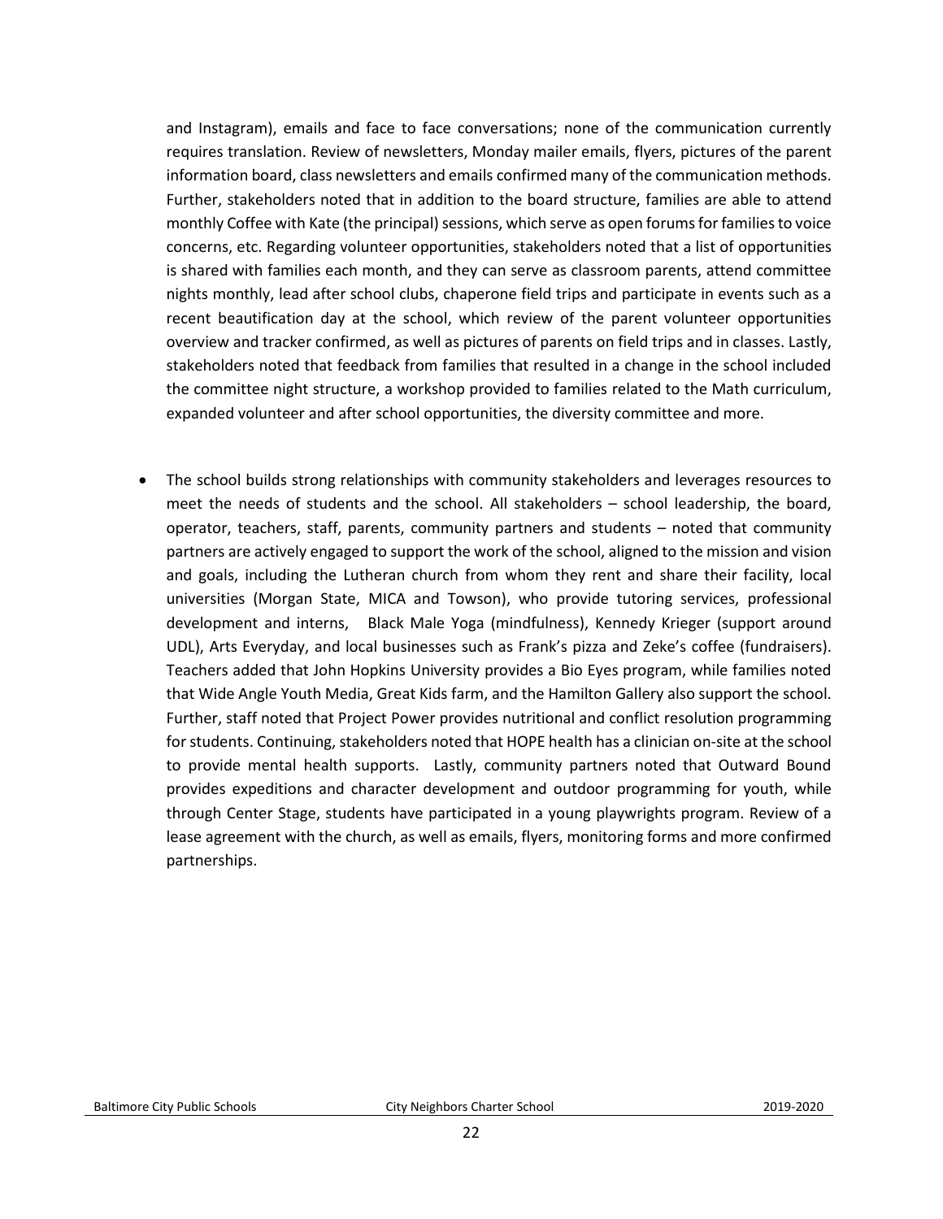and Instagram), emails and face to face conversations; none of the communication currently requires translation. Review of newsletters, Monday mailer emails, flyers, pictures of the parent information board, class newsletters and emails confirmed many of the communication methods. Further, stakeholders noted that in addition to the board structure, families are able to attend monthly Coffee with Kate (the principal) sessions, which serve as open forums for families to voice concerns, etc. Regarding volunteer opportunities, stakeholders noted that a list of opportunities is shared with families each month, and they can serve as classroom parents, attend committee nights monthly, lead after school clubs, chaperone field trips and participate in events such as a recent beautification day at the school, which review of the parent volunteer opportunities overview and tracker confirmed, as well as pictures of parents on field trips and in classes. Lastly, stakeholders noted that feedback from families that resulted in a change in the school included the committee night structure, a workshop provided to families related to the Math curriculum, expanded volunteer and after school opportunities, the diversity committee and more.

- The school builds strong relationships with community stakeholders and leverages resources to meet the needs of students and the school. All stakeholders – school leadership, the board, operator, teachers, staff, parents, community partners and students – noted that community partners are actively engaged to support the work of the school, aligned to the mission and vision and goals, including the Lutheran church from whom they rent and share their facility, local universities (Morgan State, MICA and Towson), who provide tutoring services, professional development and interns, Black Male Yoga (mindfulness), Kennedy Krieger (support around UDL), Arts Everyday, and local businesses such as Frank's pizza and Zeke's coffee (fundraisers). Teachers added that John Hopkins University provides a Bio Eyes program, while families noted that Wide Angle Youth Media, Great Kids farm, and the Hamilton Gallery also support the school. Further, staff noted that Project Power provides nutritional and conflict resolution programming for students. Continuing, stakeholders noted that HOPE health has a clinician on-site at the school to provide mental health supports. Lastly, community partners noted that Outward Bound provides expeditions and character development and outdoor programming for youth, while through Center Stage, students have participated in a young playwrights program. Review of a lease agreement with the church, as well as emails, flyers, monitoring forms and more confirmed partnerships.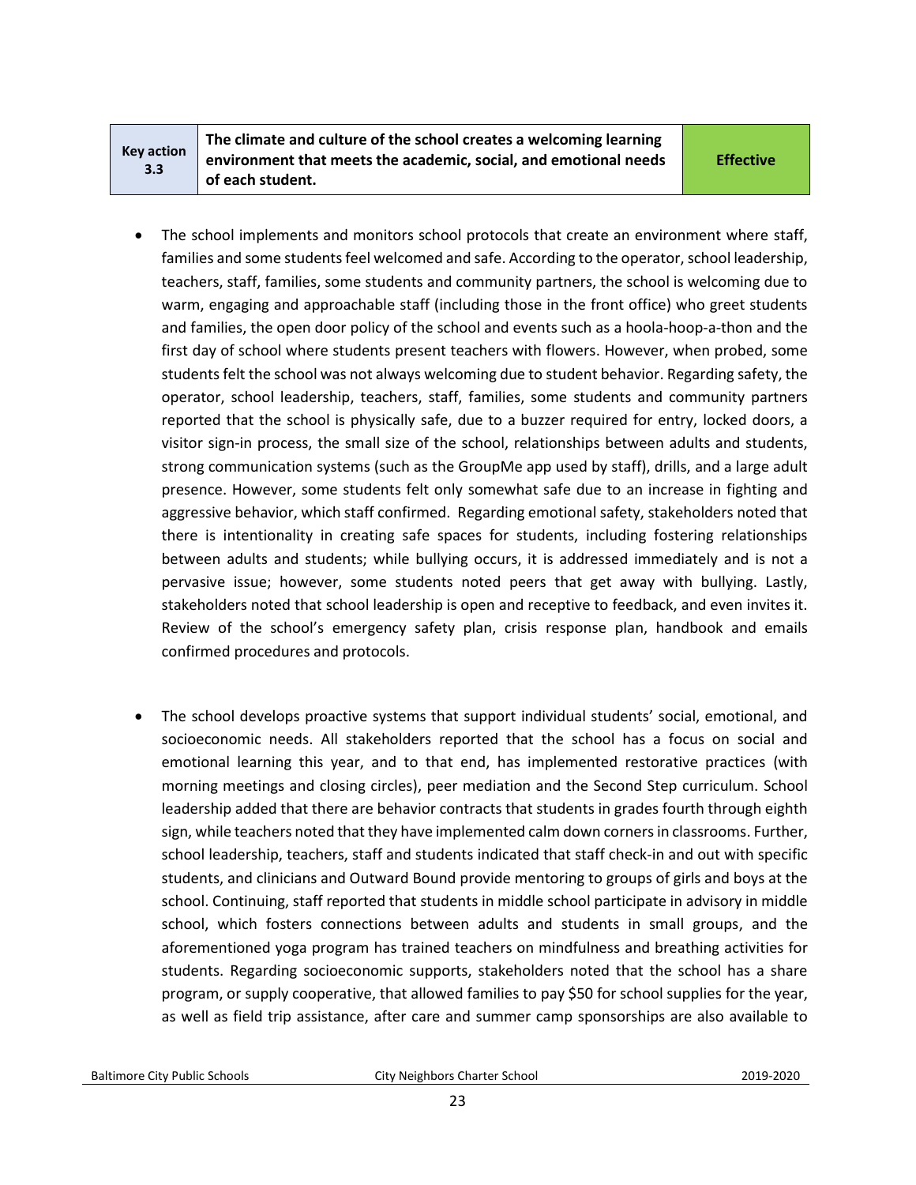| Key action 3.3 | The climate and culture of the school creates a welcoming learning environment that meets the academic, social, and emotional needs of each student. | Effective |
|---|---|---|

- The school implements and monitors school protocols that create an environment where staff, families and some students feel welcomed and safe. According to the operator, school leadership, teachers, staff, families, some students and community partners, the school is welcoming due to warm, engaging and approachable staff (including those in the front office) who greet students and families, the open door policy of the school and events such as a hoola-hoop-a-thon and the first day of school where students present teachers with flowers. However, when probed, some students felt the school was not always welcoming due to student behavior. Regarding safety, the operator, school leadership, teachers, staff, families, some students and community partners reported that the school is physically safe, due to a buzzer required for entry, locked doors, a visitor sign-in process, the small size of the school, relationships between adults and students, strong communication systems (such as the GroupMe app used by staff), drills, and a large adult presence. However, some students felt only somewhat safe due to an increase in fighting and aggressive behavior, which staff confirmed. Regarding emotional safety, stakeholders noted that there is intentionality in creating safe spaces for students, including fostering relationships between adults and students; while bullying occurs, it is addressed immediately and is not a pervasive issue; however, some students noted peers that get away with bullying. Lastly, stakeholders noted that school leadership is open and receptive to feedback, and even invites it. Review of the school's emergency safety plan, crisis response plan, handbook and emails confirmed procedures and protocols.

- The school develops proactive systems that support individual students' social, emotional, and socioeconomic needs. All stakeholders reported that the school has a focus on social and emotional learning this year, and to that end, has implemented restorative practices (with morning meetings and closing circles), peer mediation and the Second Step curriculum. School leadership added that there are behavior contracts that students in grades fourth through eighth sign, while teachers noted that they have implemented calm down corners in classrooms. Further, school leadership, teachers, staff and students indicated that staff check-in and out with specific students, and clinicians and Outward Bound provide mentoring to groups of girls and boys at the school. Continuing, staff reported that students in middle school participate in advisory in middle school, which fosters connections between adults and students in small groups, and the aforementioned yoga program has trained teachers on mindfulness and breathing activities for students. Regarding socioeconomic supports, stakeholders noted that the school has a share program, or supply cooperative, that allowed families to pay $50 for school supplies for the year, as well as field trip assistance, after care and summer camp sponsorships are also available to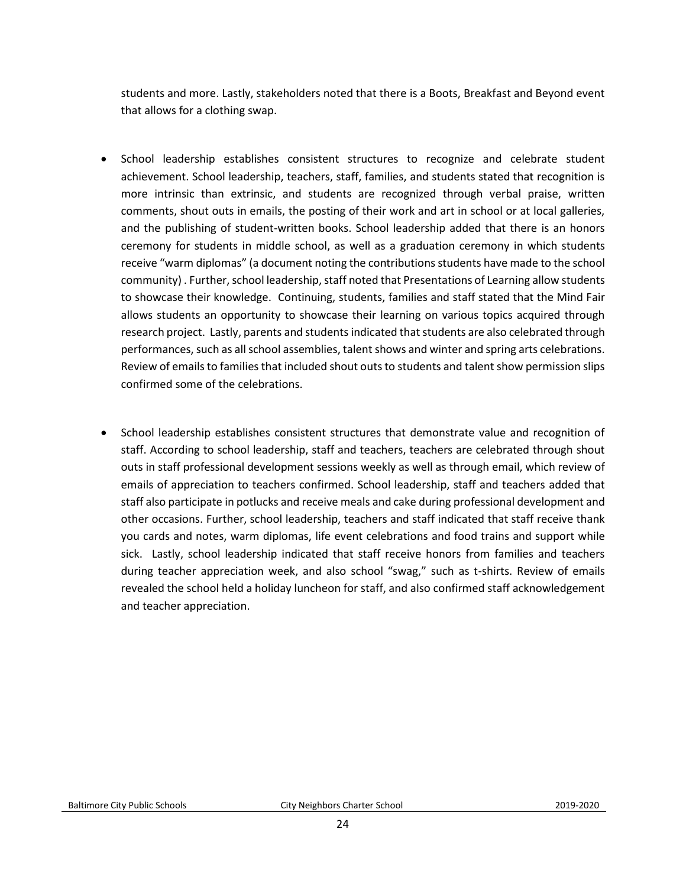students and more. Lastly, stakeholders noted that there is a Boots, Breakfast and Beyond event that allows for a clothing swap.

- School leadership establishes consistent structures to recognize and celebrate student achievement. School leadership, teachers, staff, families, and students stated that recognition is more intrinsic than extrinsic, and students are recognized through verbal praise, written comments, shout outs in emails, the posting of their work and art in school or at local galleries, and the publishing of student-written books. School leadership added that there is an honors ceremony for students in middle school, as well as a graduation ceremony in which students receive "warm diplomas" (a document noting the contributions students have made to the school community) . Further, school leadership, staff noted that Presentations of Learning allow students to showcase their knowledge. Continuing, students, families and staff stated that the Mind Fair allows students an opportunity to showcase their learning on various topics acquired through research project. Lastly, parents and students indicated that students are also celebrated through performances, such as all school assemblies, talent shows and winter and spring arts celebrations. Review of emails to families that included shout outs to students and talent show permission slips confirmed some of the celebrations.

- School leadership establishes consistent structures that demonstrate value and recognition of staff. According to school leadership, staff and teachers, teachers are celebrated through shout outs in staff professional development sessions weekly as well as through email, which review of emails of appreciation to teachers confirmed. School leadership, staff and teachers added that staff also participate in potlucks and receive meals and cake during professional development and other occasions. Further, school leadership, teachers and staff indicated that staff receive thank you cards and notes, warm diplomas, life event celebrations and food trains and support while sick. Lastly, school leadership indicated that staff receive honors from families and teachers during teacher appreciation week, and also school "swag," such as t-shirts. Review of emails revealed the school held a holiday luncheon for staff, and also confirmed staff acknowledgement and teacher appreciation.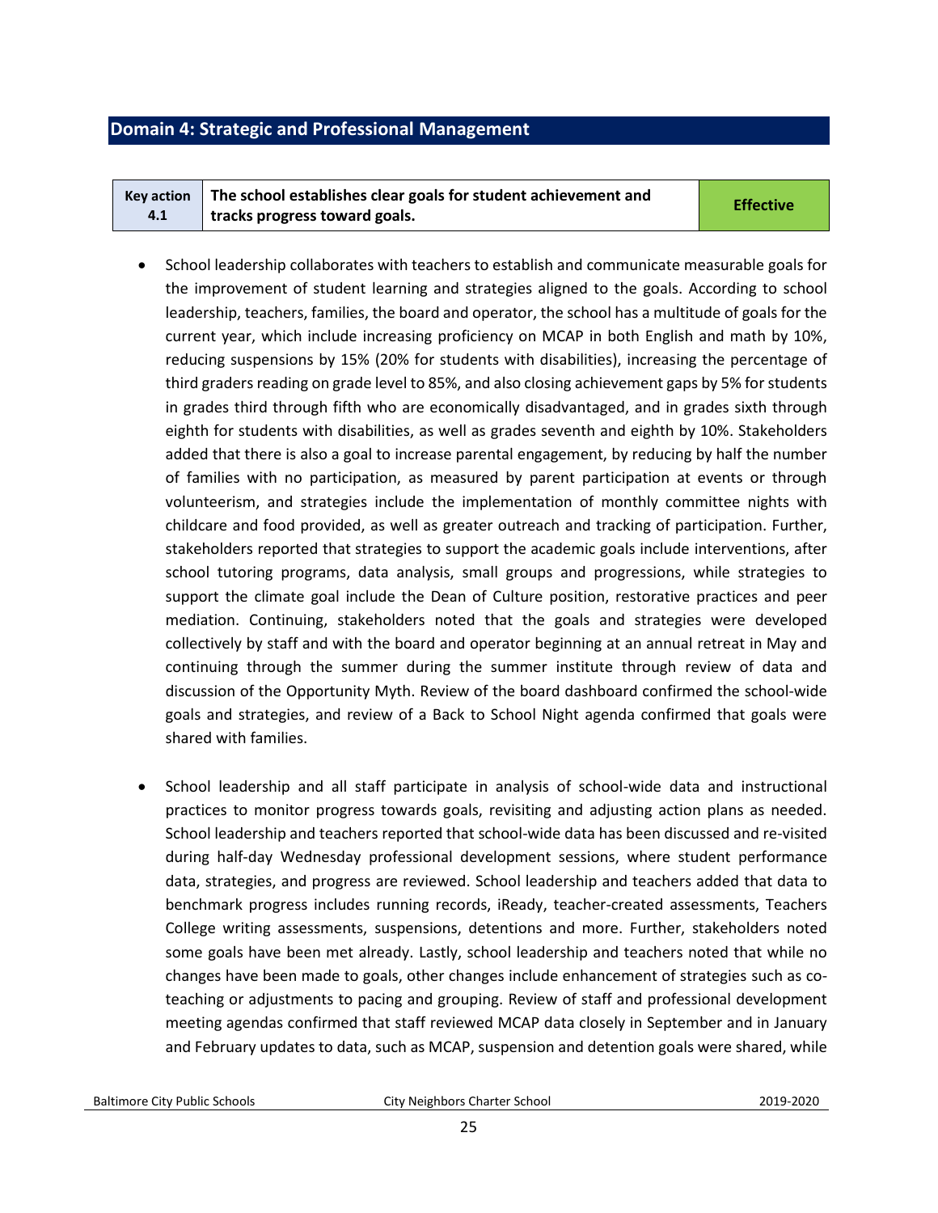## Domain 4: Strategic and Professional Management

| Key action 4.1 | The school establishes clear goals for student achievement and tracks progress toward goals. | Effective |
|---|---|---|

- School leadership collaborates with teachers to establish and communicate measurable goals for the improvement of student learning and strategies aligned to the goals. According to school leadership, teachers, families, the board and operator, the school has a multitude of goals for the current year, which include increasing proficiency on MCAP in both English and math by 10%, reducing suspensions by 15% (20% for students with disabilities), increasing the percentage of third graders reading on grade level to 85%, and also closing achievement gaps by 5% for students in grades third through fifth who are economically disadvantaged, and in grades sixth through eighth for students with disabilities, as well as grades seventh and eighth by 10%. Stakeholders added that there is also a goal to increase parental engagement, by reducing by half the number of families with no participation, as measured by parent participation at events or through volunteerism, and strategies include the implementation of monthly committee nights with childcare and food provided, as well as greater outreach and tracking of participation. Further, stakeholders reported that strategies to support the academic goals include interventions, after school tutoring programs, data analysis, small groups and progressions, while strategies to support the climate goal include the Dean of Culture position, restorative practices and peer mediation. Continuing, stakeholders noted that the goals and strategies were developed collectively by staff and with the board and operator beginning at an annual retreat in May and continuing through the summer during the summer institute through review of data and discussion of the Opportunity Myth. Review of the board dashboard confirmed the school-wide goals and strategies, and review of a Back to School Night agenda confirmed that goals were shared with families.

- School leadership and all staff participate in analysis of school-wide data and instructional practices to monitor progress towards goals, revisiting and adjusting action plans as needed. School leadership and teachers reported that school-wide data has been discussed and re-visited during half-day Wednesday professional development sessions, where student performance data, strategies, and progress are reviewed. School leadership and teachers added that data to benchmark progress includes running records, iReady, teacher-created assessments, Teachers College writing assessments, suspensions, detentions and more. Further, stakeholders noted some goals have been met already. Lastly, school leadership and teachers noted that while no changes have been made to goals, other changes include enhancement of strategies such as co-teaching or adjustments to pacing and grouping. Review of staff and professional development meeting agendas confirmed that staff reviewed MCAP data closely in September and in January and February updates to data, such as MCAP, suspension and detention goals were shared, while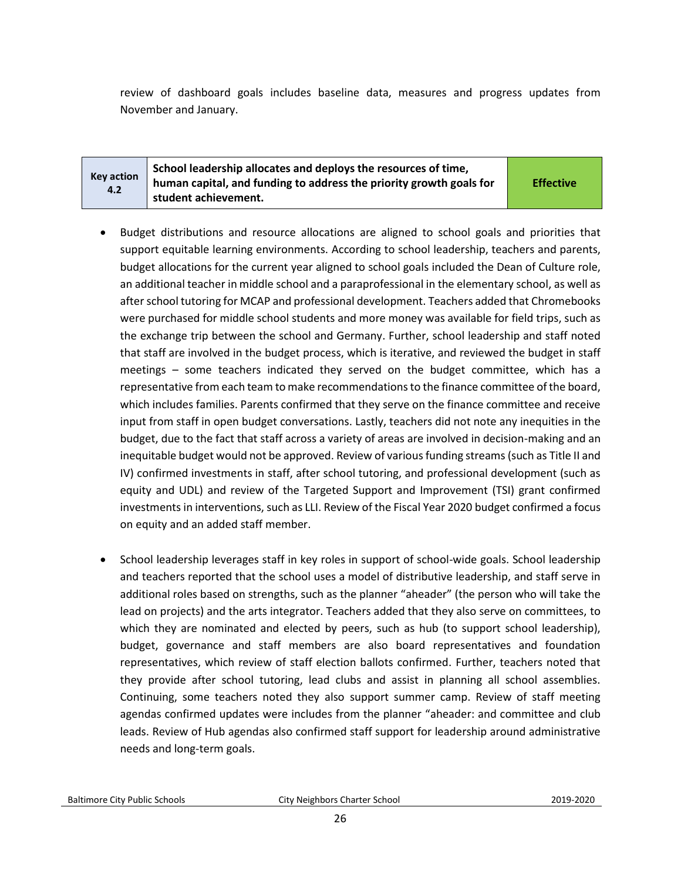review of dashboard goals includes baseline data, measures and progress updates from November and January.

| Key action 4.2 | School leadership allocates and deploys the resources of time, human capital, and funding to address the priority growth goals for student achievement. | Effective |
|---|---|---|

- Budget distributions and resource allocations are aligned to school goals and priorities that support equitable learning environments. According to school leadership, teachers and parents, budget allocations for the current year aligned to school goals included the Dean of Culture role, an additional teacher in middle school and a paraprofessional in the elementary school, as well as after school tutoring for MCAP and professional development. Teachers added that Chromebooks were purchased for middle school students and more money was available for field trips, such as the exchange trip between the school and Germany. Further, school leadership and staff noted that staff are involved in the budget process, which is iterative, and reviewed the budget in staff meetings – some teachers indicated they served on the budget committee, which has a representative from each team to make recommendations to the finance committee of the board, which includes families. Parents confirmed that they serve on the finance committee and receive input from staff in open budget conversations. Lastly, teachers did not note any inequities in the budget, due to the fact that staff across a variety of areas are involved in decision-making and an inequitable budget would not be approved. Review of various funding streams (such as Title II and IV) confirmed investments in staff, after school tutoring, and professional development (such as equity and UDL) and review of the Targeted Support and Improvement (TSI) grant confirmed investments in interventions, such as LLI. Review of the Fiscal Year 2020 budget confirmed a focus on equity and an added staff member.

- School leadership leverages staff in key roles in support of school-wide goals. School leadership and teachers reported that the school uses a model of distributive leadership, and staff serve in additional roles based on strengths, such as the planner "aheader" (the person who will take the lead on projects) and the arts integrator. Teachers added that they also serve on committees, to which they are nominated and elected by peers, such as hub (to support school leadership), budget, governance and staff members are also board representatives and foundation representatives, which review of staff election ballots confirmed. Further, teachers noted that they provide after school tutoring, lead clubs and assist in planning all school assemblies. Continuing, some teachers noted they also support summer camp. Review of staff meeting agendas confirmed updates were includes from the planner "aheader: and committee and club leads. Review of Hub agendas also confirmed staff support for leadership around administrative needs and long-term goals.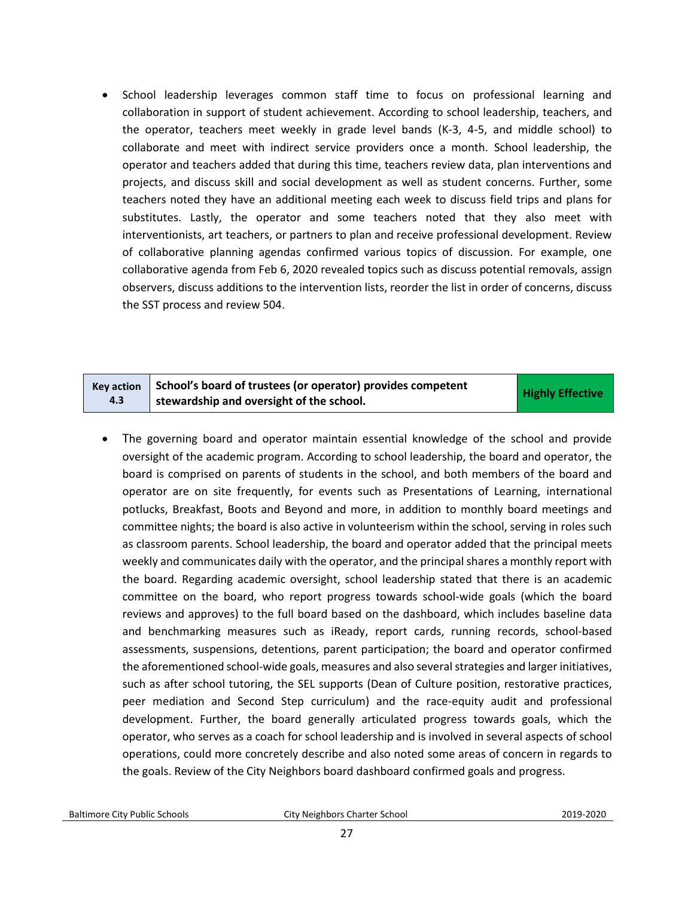- School leadership leverages common staff time to focus on professional learning and collaboration in support of student achievement. According to school leadership, teachers, and the operator, teachers meet weekly in grade level bands (K-3, 4-5, and middle school) to collaborate and meet with indirect service providers once a month. School leadership, the operator and teachers added that during this time, teachers review data, plan interventions and projects, and discuss skill and social development as well as student concerns. Further, some teachers noted they have an additional meeting each week to discuss field trips and plans for substitutes. Lastly, the operator and some teachers noted that they also meet with interventionists, art teachers, or partners to plan and receive professional development. Review of collaborative planning agendas confirmed various topics of discussion. For example, one collaborative agenda from Feb 6, 2020 revealed topics such as discuss potential removals, assign observers, discuss additions to the intervention lists, reorder the list in order of concerns, discuss the SST process and review 504.

| Key action 4.3 | School's board of trustees (or operator) provides competent stewardship and oversight of the school. | Highly Effective |
|---|---|---|

- The governing board and operator maintain essential knowledge of the school and provide oversight of the academic program. According to school leadership, the board and operator, the board is comprised on parents of students in the school, and both members of the board and operator are on site frequently, for events such as Presentations of Learning, international potlucks, Breakfast, Boots and Beyond and more, in addition to monthly board meetings and committee nights; the board is also active in volunteerism within the school, serving in roles such as classroom parents. School leadership, the board and operator added that the principal meets weekly and communicates daily with the operator, and the principal shares a monthly report with the board. Regarding academic oversight, school leadership stated that there is an academic committee on the board, who report progress towards school-wide goals (which the board reviews and approves) to the full board based on the dashboard, which includes baseline data and benchmarking measures such as iReady, report cards, running records, school-based assessments, suspensions, detentions, parent participation; the board and operator confirmed the aforementioned school-wide goals, measures and also several strategies and larger initiatives, such as after school tutoring, the SEL supports (Dean of Culture position, restorative practices, peer mediation and Second Step curriculum) and the race-equity audit and professional development. Further, the board generally articulated progress towards goals, which the operator, who serves as a coach for school leadership and is involved in several aspects of school operations, could more concretely describe and also noted some areas of concern in regards to the goals. Review of the City Neighbors board dashboard confirmed goals and progress.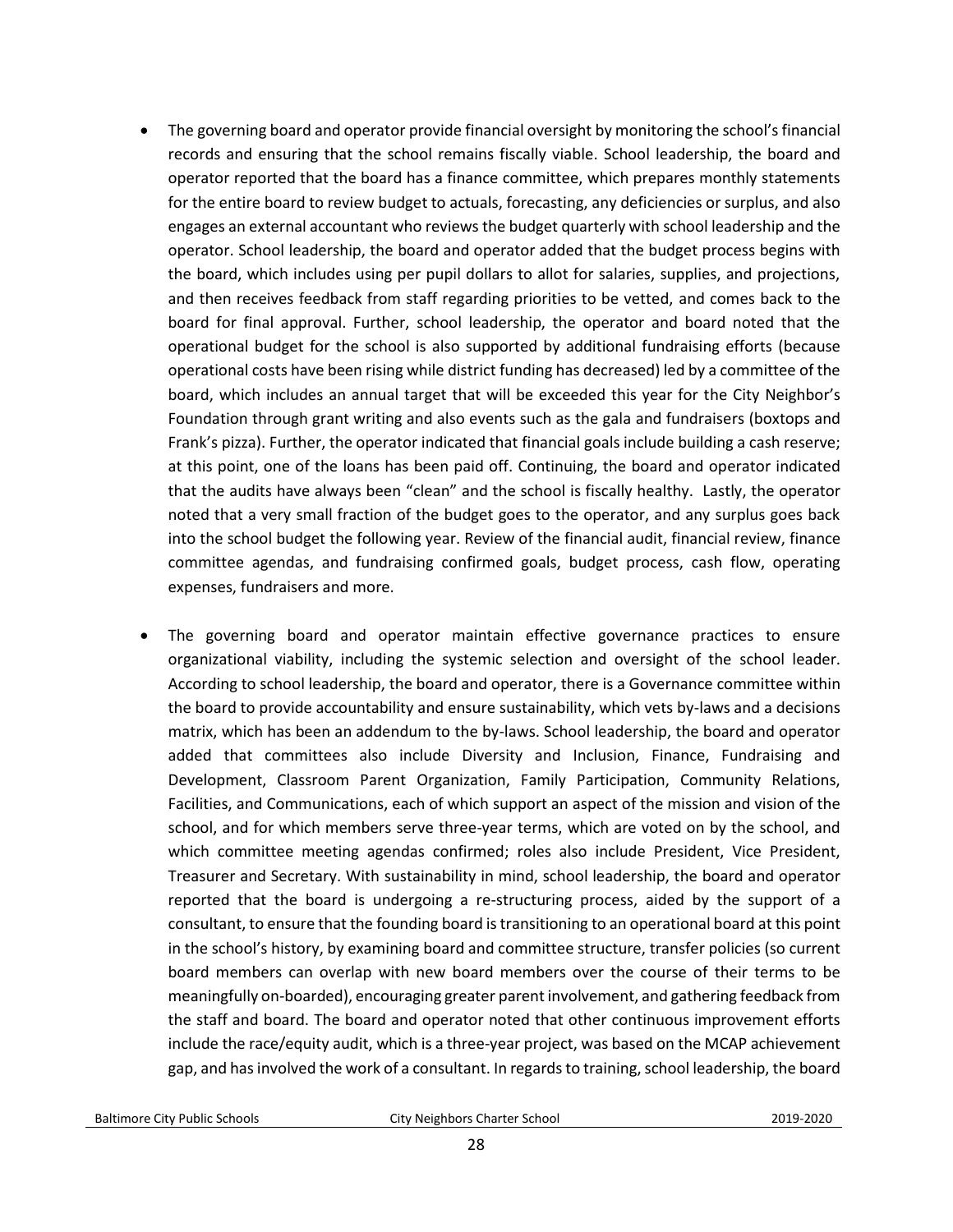- The governing board and operator provide financial oversight by monitoring the school's financial records and ensuring that the school remains fiscally viable. School leadership, the board and operator reported that the board has a finance committee, which prepares monthly statements for the entire board to review budget to actuals, forecasting, any deficiencies or surplus, and also engages an external accountant who reviews the budget quarterly with school leadership and the operator. School leadership, the board and operator added that the budget process begins with the board, which includes using per pupil dollars to allot for salaries, supplies, and projections, and then receives feedback from staff regarding priorities to be vetted, and comes back to the board for final approval. Further, school leadership, the operator and board noted that the operational budget for the school is also supported by additional fundraising efforts (because operational costs have been rising while district funding has decreased) led by a committee of the board, which includes an annual target that will be exceeded this year for the City Neighbor's Foundation through grant writing and also events such as the gala and fundraisers (boxtops and Frank's pizza). Further, the operator indicated that financial goals include building a cash reserve; at this point, one of the loans has been paid off. Continuing, the board and operator indicated that the audits have always been "clean" and the school is fiscally healthy. Lastly, the operator noted that a very small fraction of the budget goes to the operator, and any surplus goes back into the school budget the following year. Review of the financial audit, financial review, finance committee agendas, and fundraising confirmed goals, budget process, cash flow, operating expenses, fundraisers and more.

- The governing board and operator maintain effective governance practices to ensure organizational viability, including the systemic selection and oversight of the school leader. According to school leadership, the board and operator, there is a Governance committee within the board to provide accountability and ensure sustainability, which vets by-laws and a decisions matrix, which has been an addendum to the by-laws. School leadership, the board and operator added that committees also include Diversity and Inclusion, Finance, Fundraising and Development, Classroom Parent Organization, Family Participation, Community Relations, Facilities, and Communications, each of which support an aspect of the mission and vision of the school, and for which members serve three-year terms, which are voted on by the school, and which committee meeting agendas confirmed; roles also include President, Vice President, Treasurer and Secretary. With sustainability in mind, school leadership, the board and operator reported that the board is undergoing a re-structuring process, aided by the support of a consultant, to ensure that the founding board is transitioning to an operational board at this point in the school's history, by examining board and committee structure, transfer policies (so current board members can overlap with new board members over the course of their terms to be meaningfully on-boarded), encouraging greater parent involvement, and gathering feedback from the staff and board. The board and operator noted that other continuous improvement efforts include the race/equity audit, which is a three-year project, was based on the MCAP achievement gap, and has involved the work of a consultant. In regards to training, school leadership, the board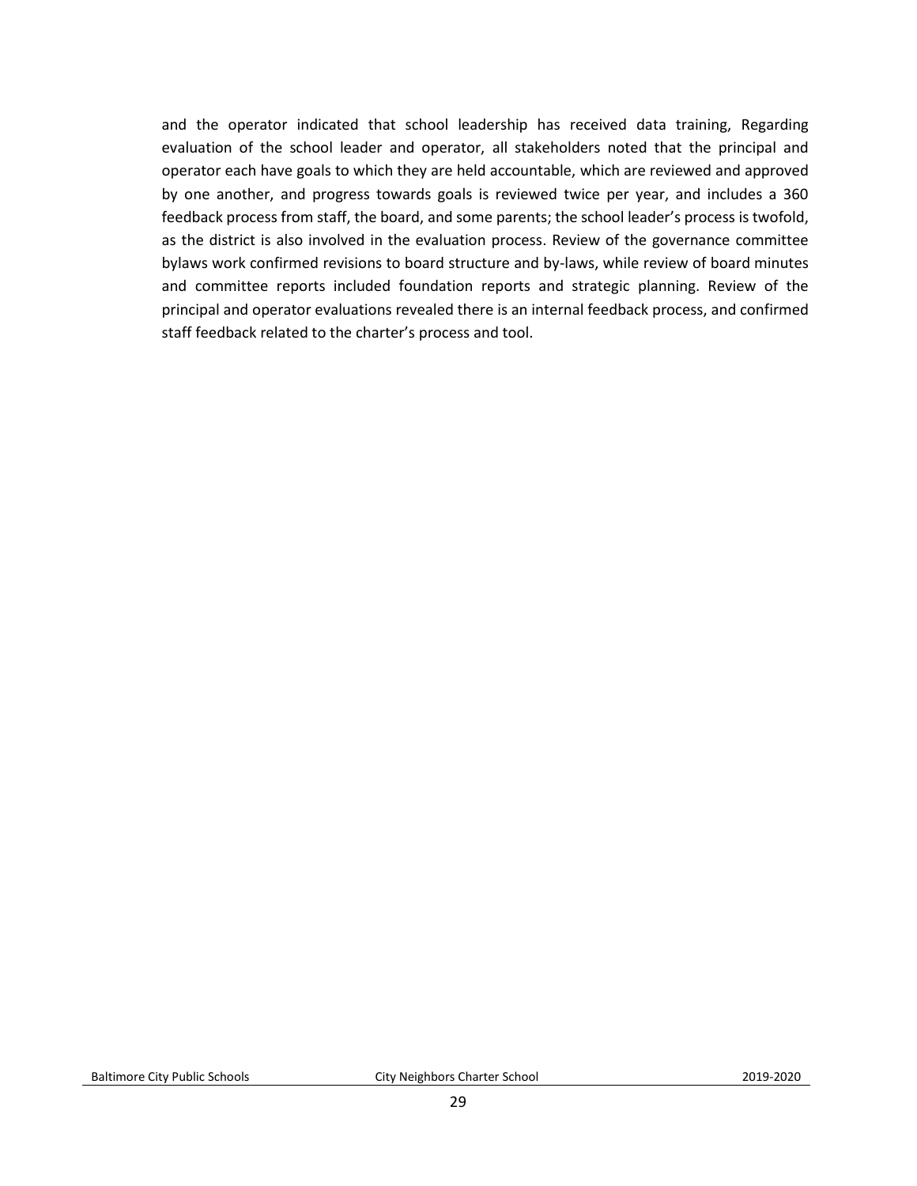and the operator indicated that school leadership has received data training, Regarding evaluation of the school leader and operator, all stakeholders noted that the principal and operator each have goals to which they are held accountable, which are reviewed and approved by one another, and progress towards goals is reviewed twice per year, and includes a 360 feedback process from staff, the board, and some parents; the school leader's process is twofold, as the district is also involved in the evaluation process. Review of the governance committee bylaws work confirmed revisions to board structure and by-laws, while review of board minutes and committee reports included foundation reports and strategic planning. Review of the principal and operator evaluations revealed there is an internal feedback process, and confirmed staff feedback related to the charter's process and tool.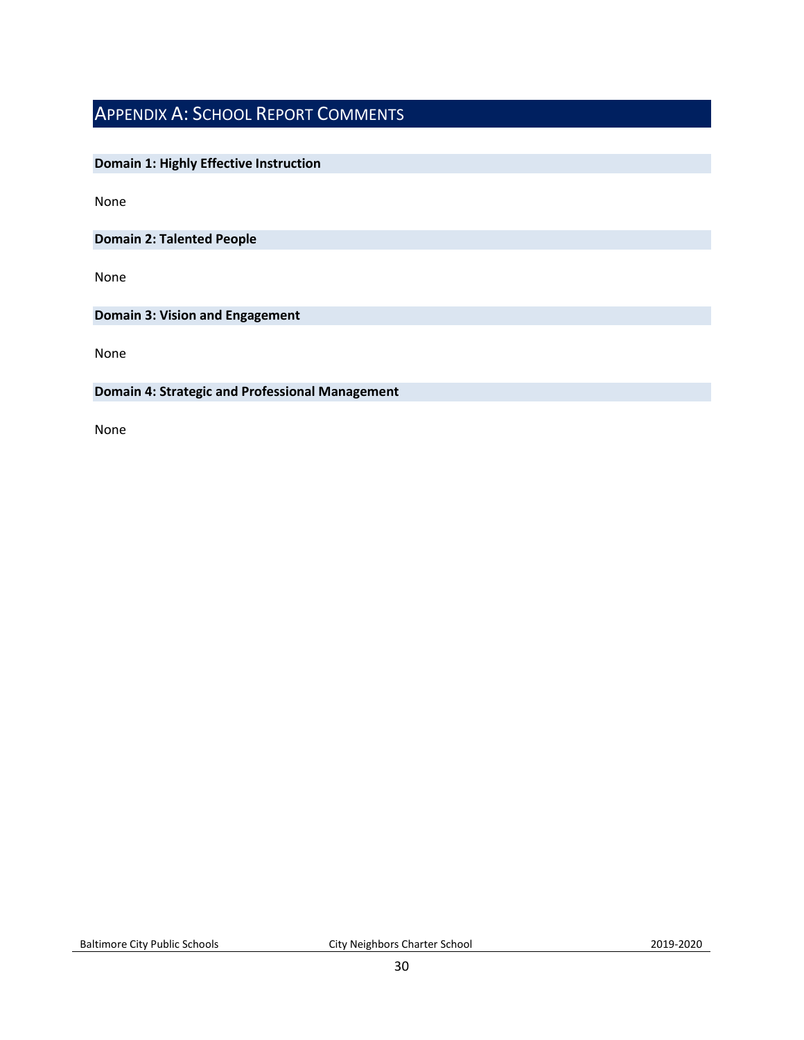# Appendix A: School Report Comments

**Domain 1: Highly Effective Instruction**

None

**Domain 2: Talented People**

None

**Domain 3: Vision and Engagement**

None

**Domain 4: Strategic and Professional Management**

None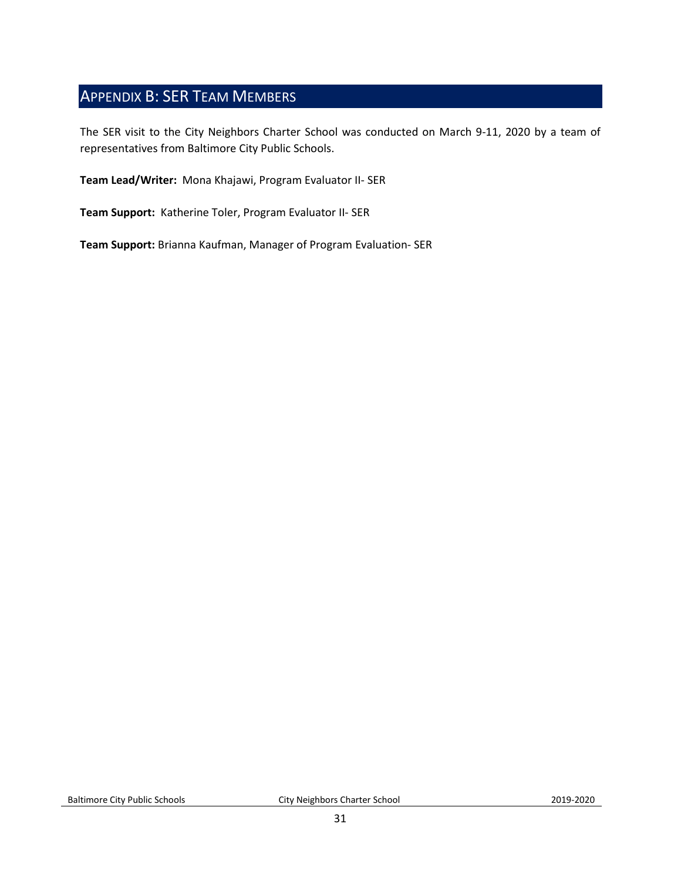## Appendix B: SER Team Members

The SER visit to the City Neighbors Charter School was conducted on March 9-11, 2020 by a team of representatives from Baltimore City Public Schools.

**Team Lead/Writer:** Mona Khajawi, Program Evaluator II- SER

**Team Support:** Katherine Toler, Program Evaluator II- SER

**Team Support:** Brianna Kaufman, Manager of Program Evaluation- SER